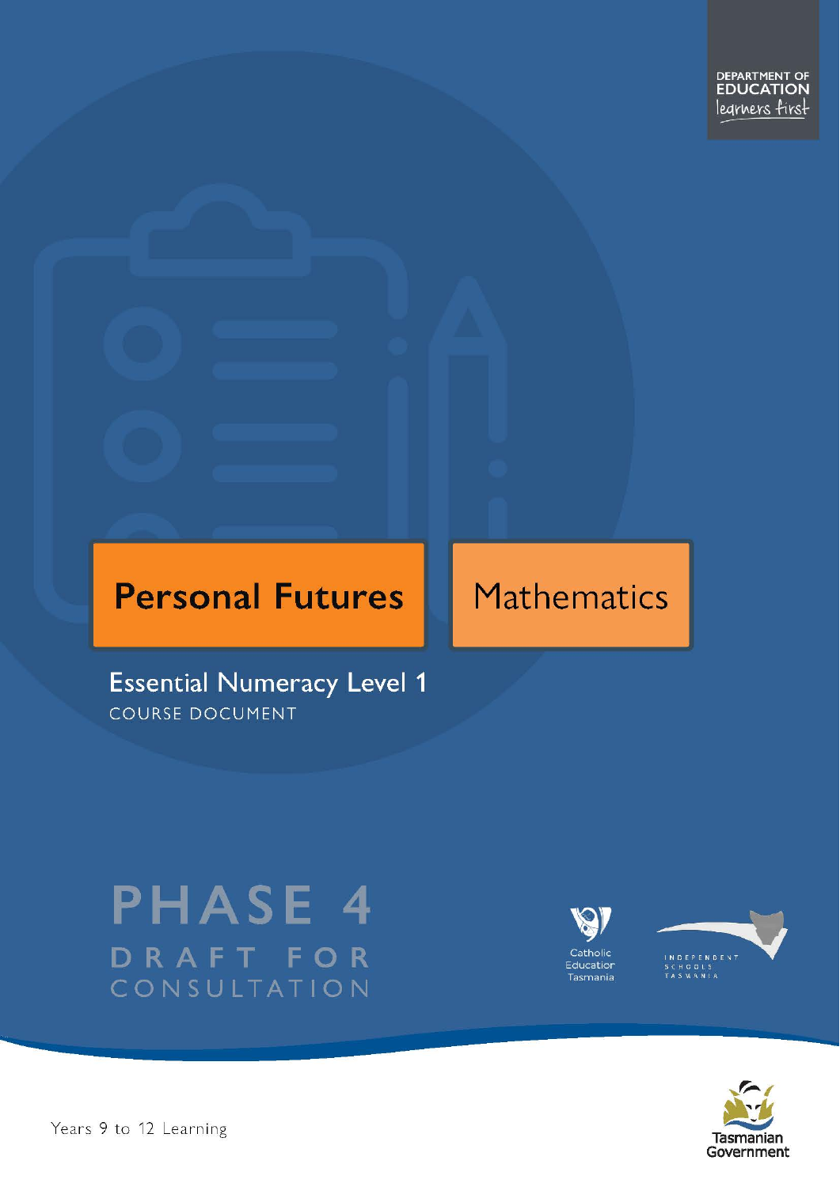DEPARTMENT OF EDUCATION
learners first

# Personal Futures

# Mathematics

## Essential Numeracy Level 1

COURSE DOCUMENT

PHASE 4

DRAFT FOR CONSULTATION

Catholic Education Tasmania

INDEPENDENT SCHOOLS TASMANIA

Tasmanian Government

Years 9 to 12 Learning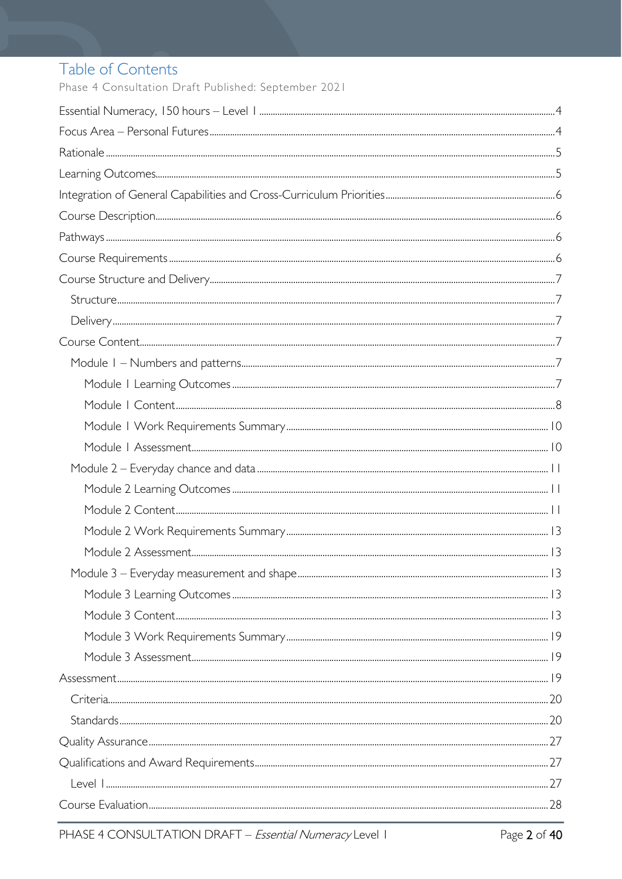# Table of Contents

Phase 4 Consultation Draft Published: September 2021

Essential Numeracy, 150 hours – Level 1 ........ 4

Focus Area – Personal Futures ........ 4

Rationale ........ 5

Learning Outcomes ........ 5

Integration of General Capabilities and Cross-Curriculum Priorities ........ 6

Course Description ........ 6

Pathways ........ 6

Course Requirements ........ 6

Course Structure and Delivery ........ 7

- Structure ........ 7
- Delivery ........ 7

Course Content ........ 7

- Module 1 – Numbers and patterns ........ 7
  - Module 1 Learning Outcomes ........ 7
  - Module 1 Content ........ 8
  - Module 1 Work Requirements Summary ........ 10
  - Module 1 Assessment ........ 10
- Module 2 – Everyday chance and data ........ 11
  - Module 2 Learning Outcomes ........ 11
  - Module 2 Content ........ 11
  - Module 2 Work Requirements Summary ........ 13
  - Module 2 Assessment ........ 13
- Module 3 – Everyday measurement and shape ........ 13
  - Module 3 Learning Outcomes ........ 13
  - Module 3 Content ........ 13
  - Module 3 Work Requirements Summary ........ 19
  - Module 3 Assessment ........ 19

Assessment ........ 19

- Criteria ........ 20
- Standards ........ 20

Quality Assurance ........ 27

Qualifications and Award Requirements ........ 27

- Level 1 ........ 27

Course Evaluation ........ 28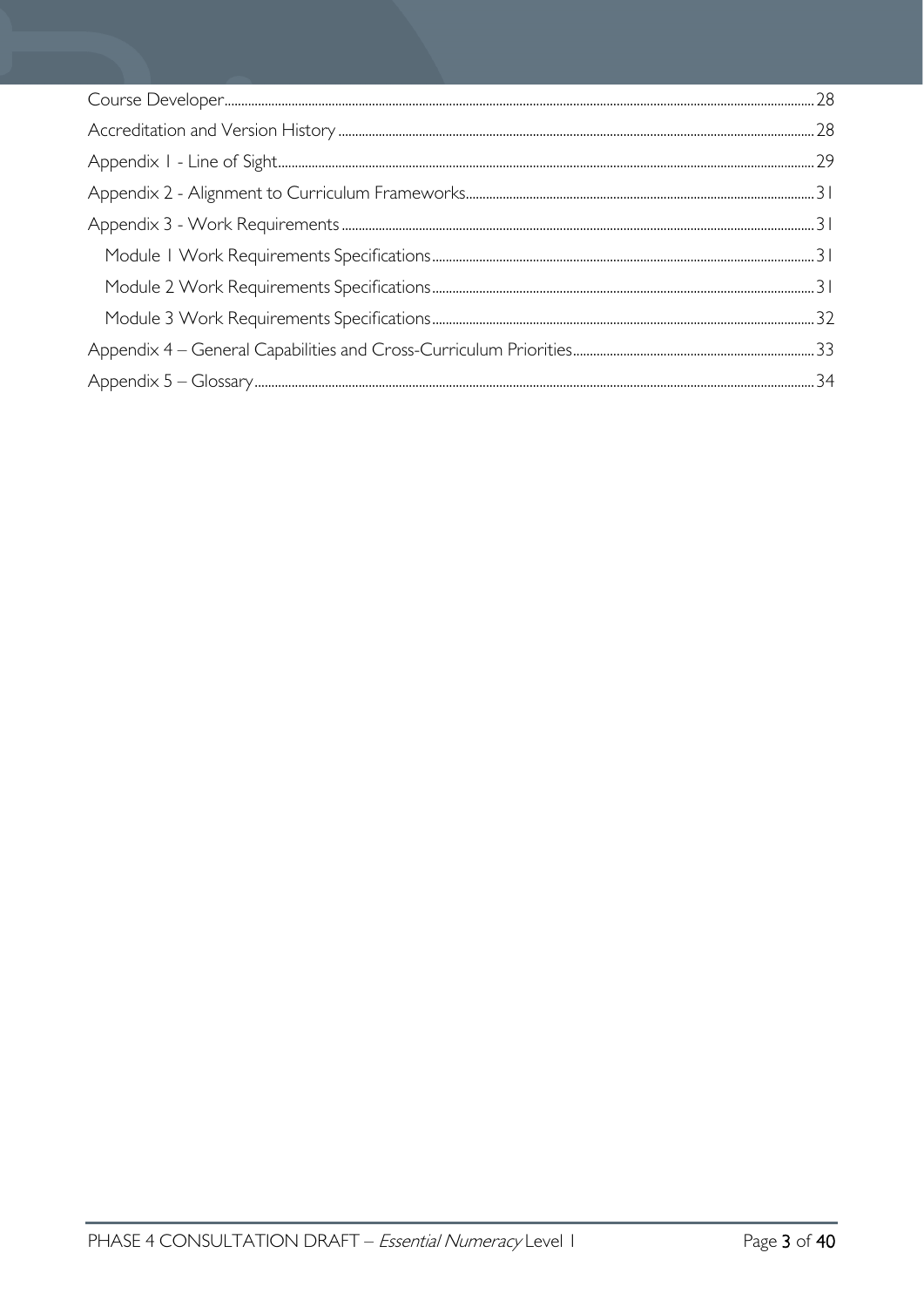Course Developer .......... 28

Accreditation and Version History .......... 28

Appendix 1 - Line of Sight .......... 29

Appendix 2 - Alignment to Curriculum Frameworks .......... 31

Appendix 3 - Work Requirements .......... 31

- Module 1 Work Requirements Specifications .......... 31
- Module 2 Work Requirements Specifications .......... 31
- Module 3 Work Requirements Specifications .......... 32

Appendix 4 – General Capabilities and Cross-Curriculum Priorities .......... 33

Appendix 5 – Glossary .......... 34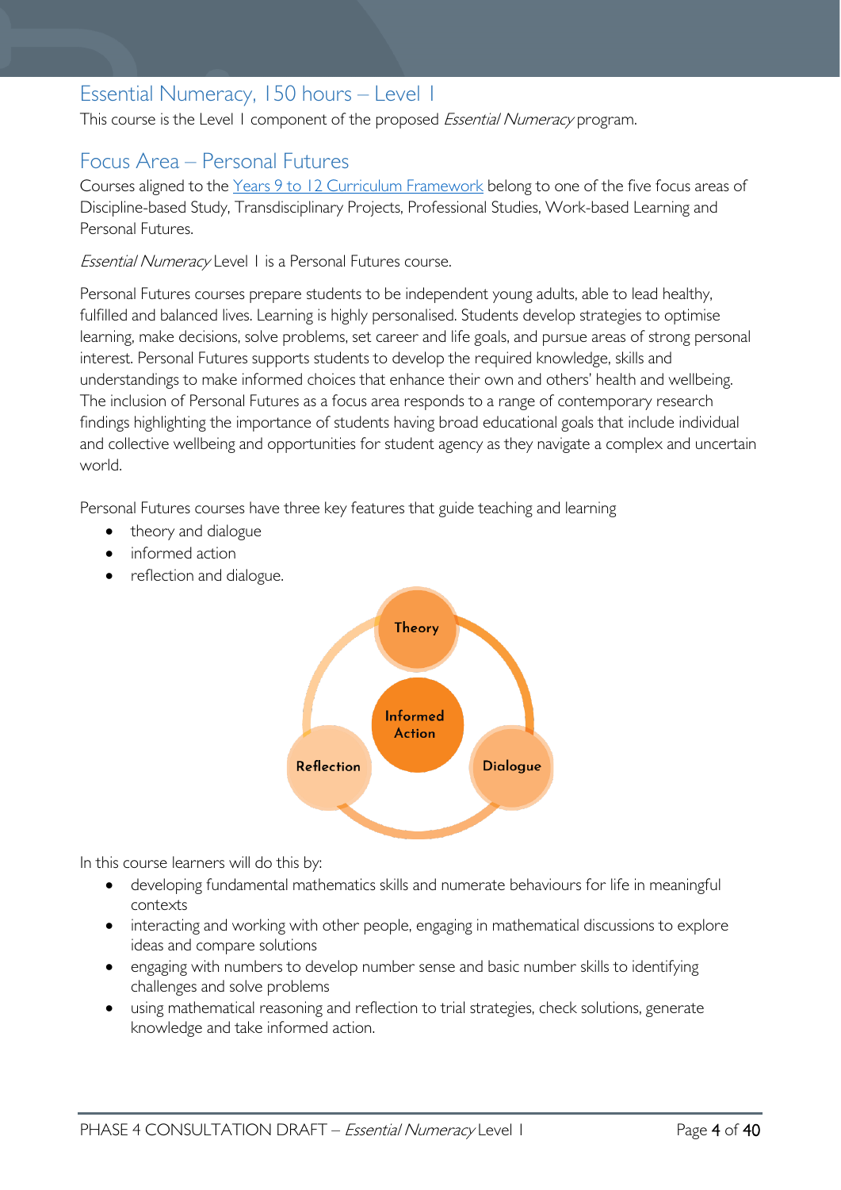## Essential Numeracy, 150 hours – Level 1

This course is the Level 1 component of the proposed *Essential Numeracy* program.

## Focus Area – Personal Futures

Courses aligned to the [Years 9 to 12 Curriculum Framework](#) belong to one of the five focus areas of Discipline-based Study, Transdisciplinary Projects, Professional Studies, Work-based Learning and Personal Futures.

*Essential Numeracy* Level 1 is a Personal Futures course.

Personal Futures courses prepare students to be independent young adults, able to lead healthy, fulfilled and balanced lives. Learning is highly personalised. Students develop strategies to optimise learning, make decisions, solve problems, set career and life goals, and pursue areas of strong personal interest. Personal Futures supports students to develop the required knowledge, skills and understandings to make informed choices that enhance their own and others' health and wellbeing. The inclusion of Personal Futures as a focus area responds to a range of contemporary research findings highlighting the importance of students having broad educational goals that include individual and collective wellbeing and opportunities for student agency as they navigate a complex and uncertain world.

Personal Futures courses have three key features that guide teaching and learning

- theory and dialogue
- informed action
- reflection and dialogue.

Theory

Informed Action

Reflection

Dialogue

In this course learners will do this by:

- developing fundamental mathematics skills and numerate behaviours for life in meaningful contexts
- interacting and working with other people, engaging in mathematical discussions to explore ideas and compare solutions
- engaging with numbers to develop number sense and basic number skills to identifying challenges and solve problems
- using mathematical reasoning and reflection to trial strategies, check solutions, generate knowledge and take informed action.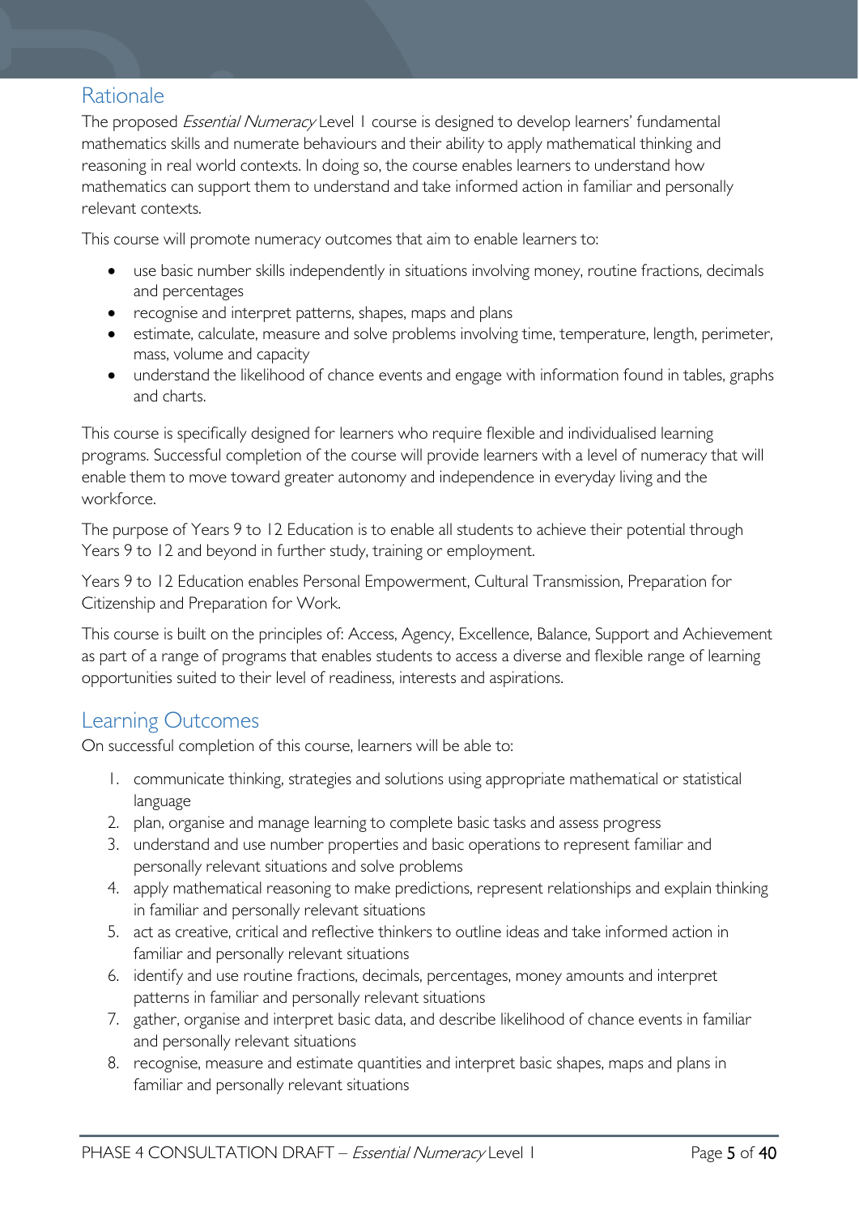## Rationale

The proposed *Essential Numeracy* Level 1 course is designed to develop learners' fundamental mathematics skills and numerate behaviours and their ability to apply mathematical thinking and reasoning in real world contexts. In doing so, the course enables learners to understand how mathematics can support them to understand and take informed action in familiar and personally relevant contexts.

This course will promote numeracy outcomes that aim to enable learners to:

- use basic number skills independently in situations involving money, routine fractions, decimals and percentages
- recognise and interpret patterns, shapes, maps and plans
- estimate, calculate, measure and solve problems involving time, temperature, length, perimeter, mass, volume and capacity
- understand the likelihood of chance events and engage with information found in tables, graphs and charts.

This course is specifically designed for learners who require flexible and individualised learning programs. Successful completion of the course will provide learners with a level of numeracy that will enable them to move toward greater autonomy and independence in everyday living and the workforce.

The purpose of Years 9 to 12 Education is to enable all students to achieve their potential through Years 9 to 12 and beyond in further study, training or employment.

Years 9 to 12 Education enables Personal Empowerment, Cultural Transmission, Preparation for Citizenship and Preparation for Work.

This course is built on the principles of: Access, Agency, Excellence, Balance, Support and Achievement as part of a range of programs that enables students to access a diverse and flexible range of learning opportunities suited to their level of readiness, interests and aspirations.

## Learning Outcomes

On successful completion of this course, learners will be able to:

1. communicate thinking, strategies and solutions using appropriate mathematical or statistical language
2. plan, organise and manage learning to complete basic tasks and assess progress
3. understand and use number properties and basic operations to represent familiar and personally relevant situations and solve problems
4. apply mathematical reasoning to make predictions, represent relationships and explain thinking in familiar and personally relevant situations
5. act as creative, critical and reflective thinkers to outline ideas and take informed action in familiar and personally relevant situations
6. identify and use routine fractions, decimals, percentages, money amounts and interpret patterns in familiar and personally relevant situations
7. gather, organise and interpret basic data, and describe likelihood of chance events in familiar and personally relevant situations
8. recognise, measure and estimate quantities and interpret basic shapes, maps and plans in familiar and personally relevant situations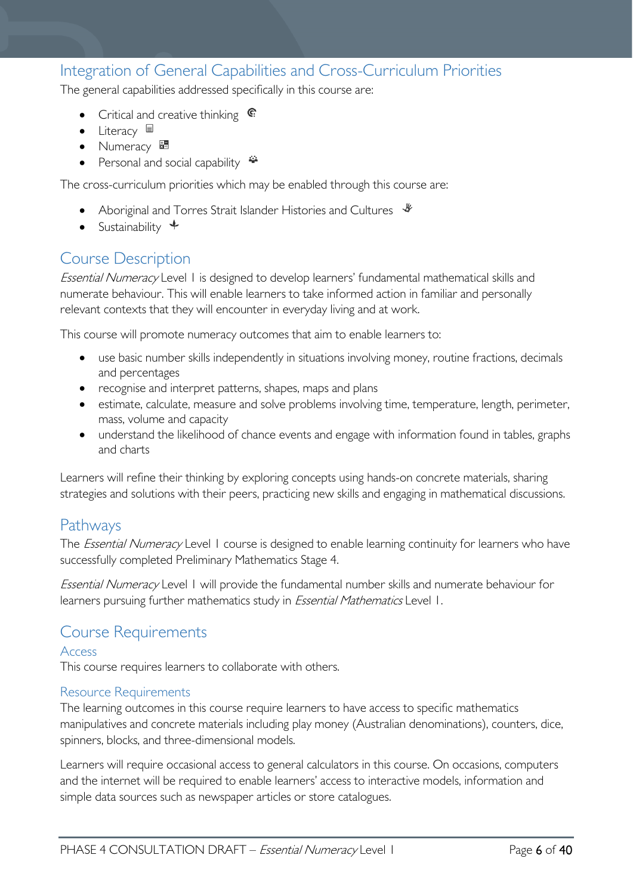## Integration of General Capabilities and Cross-Curriculum Priorities

The general capabilities addressed specifically in this course are:

- Critical and creative thinking
- Literacy
- Numeracy
- Personal and social capability

The cross-curriculum priorities which may be enabled through this course are:

- Aboriginal and Torres Strait Islander Histories and Cultures
- Sustainability

## Course Description

*Essential Numeracy* Level 1 is designed to develop learners' fundamental mathematical skills and numerate behaviour. This will enable learners to take informed action in familiar and personally relevant contexts that they will encounter in everyday living and at work.

This course will promote numeracy outcomes that aim to enable learners to:

- use basic number skills independently in situations involving money, routine fractions, decimals and percentages
- recognise and interpret patterns, shapes, maps and plans
- estimate, calculate, measure and solve problems involving time, temperature, length, perimeter, mass, volume and capacity
- understand the likelihood of chance events and engage with information found in tables, graphs and charts

Learners will refine their thinking by exploring concepts using hands-on concrete materials, sharing strategies and solutions with their peers, practicing new skills and engaging in mathematical discussions.

## Pathways

The *Essential Numeracy* Level 1 course is designed to enable learning continuity for learners who have successfully completed Preliminary Mathematics Stage 4.

*Essential Numeracy* Level 1 will provide the fundamental number skills and numerate behaviour for learners pursuing further mathematics study in *Essential Mathematics* Level 1.

## Course Requirements

### Access

This course requires learners to collaborate with others.

### Resource Requirements

The learning outcomes in this course require learners to have access to specific mathematics manipulatives and concrete materials including play money (Australian denominations), counters, dice, spinners, blocks, and three-dimensional models.

Learners will require occasional access to general calculators in this course. On occasions, computers and the internet will be required to enable learners' access to interactive models, information and simple data sources such as newspaper articles or store catalogues.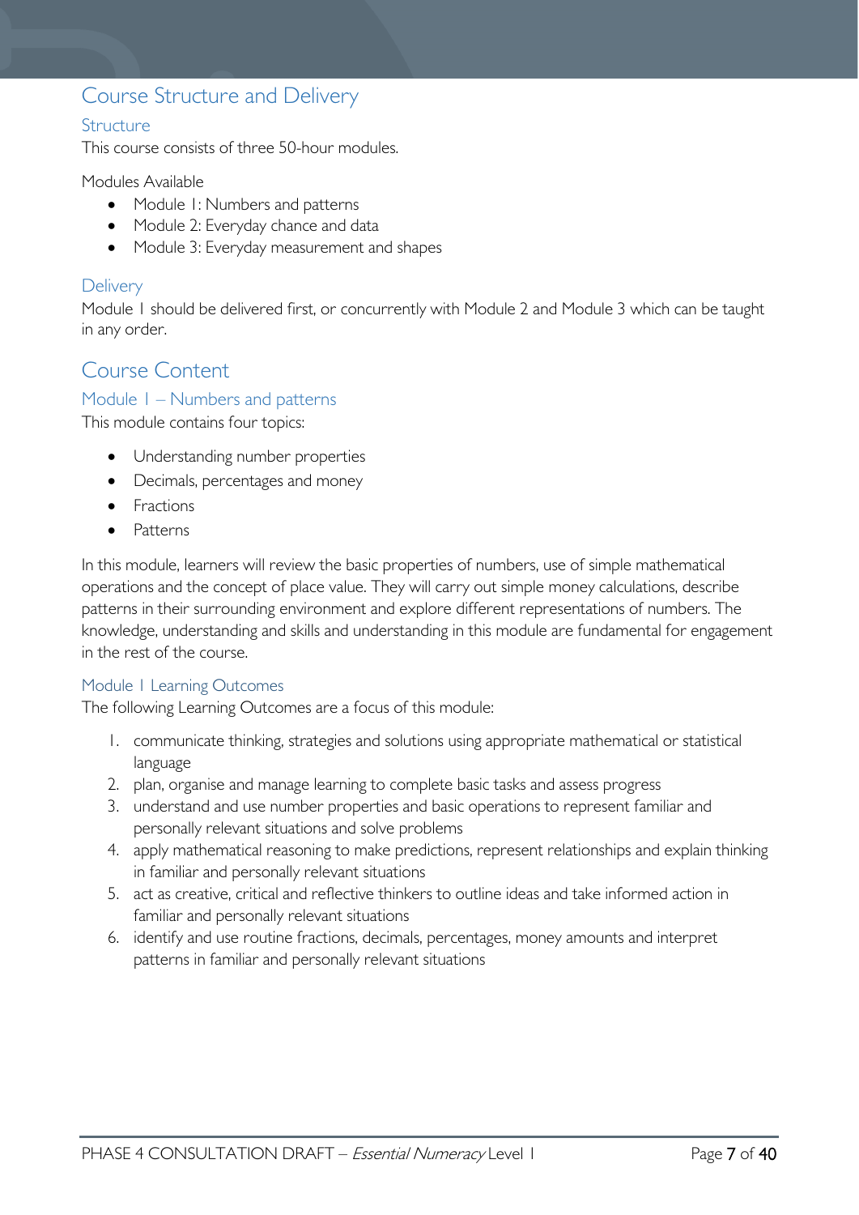# Course Structure and Delivery

## Structure

This course consists of three 50-hour modules.

Modules Available

- Module 1: Numbers and patterns
- Module 2: Everyday chance and data
- Module 3: Everyday measurement and shapes

## Delivery

Module 1 should be delivered first, or concurrently with Module 2 and Module 3 which can be taught in any order.

# Course Content

## Module 1 – Numbers and patterns

This module contains four topics:

- Understanding number properties
- Decimals, percentages and money
- Fractions
- Patterns

In this module, learners will review the basic properties of numbers, use of simple mathematical operations and the concept of place value. They will carry out simple money calculations, describe patterns in their surrounding environment and explore different representations of numbers. The knowledge, understanding and skills and understanding in this module are fundamental for engagement in the rest of the course.

### Module 1 Learning Outcomes

The following Learning Outcomes are a focus of this module:

1. communicate thinking, strategies and solutions using appropriate mathematical or statistical language
2. plan, organise and manage learning to complete basic tasks and assess progress
3. understand and use number properties and basic operations to represent familiar and personally relevant situations and solve problems
4. apply mathematical reasoning to make predictions, represent relationships and explain thinking in familiar and personally relevant situations
5. act as creative, critical and reflective thinkers to outline ideas and take informed action in familiar and personally relevant situations
6. identify and use routine fractions, decimals, percentages, money amounts and interpret patterns in familiar and personally relevant situations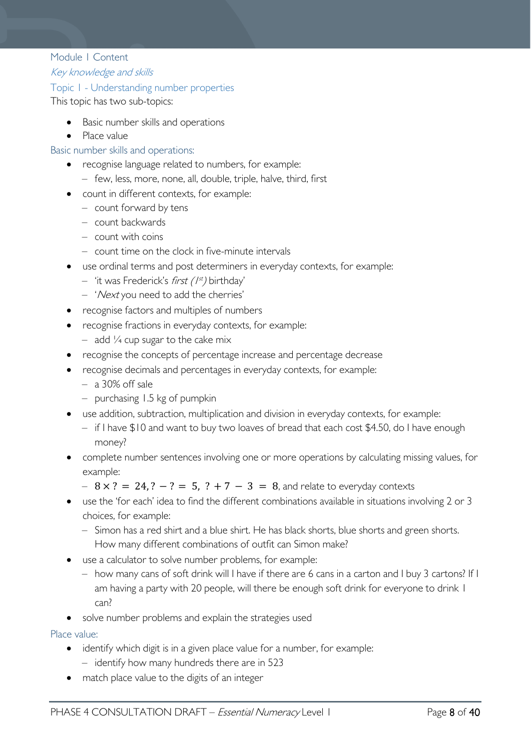## Module 1 Content

### *Key knowledge and skills*

### Topic 1 - Understanding number properties

This topic has two sub-topics:

- Basic number skills and operations
- Place value

#### Basic number skills and operations:

- recognise language related to numbers, for example:
  - few, less, more, none, all, double, triple, halve, third, first
- count in different contexts, for example:
  - count forward by tens
  - count backwards
  - count with coins
  - count time on the clock in five-minute intervals
- use ordinal terms and post determiners in everyday contexts, for example:
  - 'it was Frederick's *first (1st)* birthday'
  - '*Next* you need to add the cherries'
- recognise factors and multiples of numbers
- recognise fractions in everyday contexts, for example:
  - add ¼ cup sugar to the cake mix
- recognise the concepts of percentage increase and percentage decrease
- recognise decimals and percentages in everyday contexts, for example:
  - a 30% off sale
  - purchasing 1.5 kg of pumpkin
- use addition, subtraction, multiplication and division in everyday contexts, for example:
  - if I have $10 and want to buy two loaves of bread that each cost $4.50, do I have enough money?
- complete number sentences involving one or more operations by calculating missing values, for example:
  - $8 \times ? = 24, ? - ? = 5,\ ? + 7 - 3 = 8$, and relate to everyday contexts
- use the 'for each' idea to find the different combinations available in situations involving 2 or 3 choices, for example:
  - Simon has a red shirt and a blue shirt. He has black shorts, blue shorts and green shorts. How many different combinations of outfit can Simon make?
- use a calculator to solve number problems, for example:
  - how many cans of soft drink will I have if there are 6 cans in a carton and I buy 3 cartons? If I am having a party with 20 people, will there be enough soft drink for everyone to drink 1 can?
- solve number problems and explain the strategies used

#### Place value:

- identify which digit is in a given place value for a number, for example:
  - identify how many hundreds there are in 523
- match place value to the digits of an integer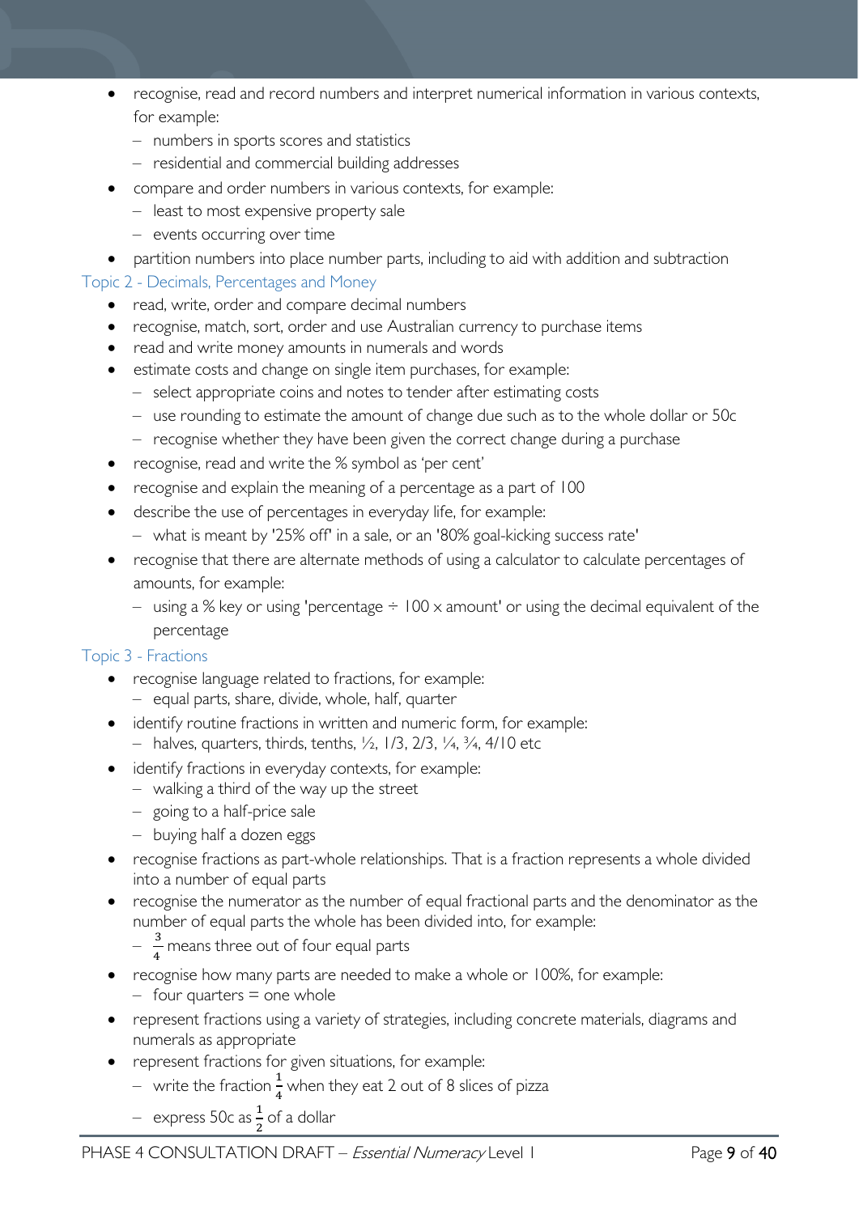- recognise, read and record numbers and interpret numerical information in various contexts, for example:
  - numbers in sports scores and statistics
  - residential and commercial building addresses
- compare and order numbers in various contexts, for example:
  - least to most expensive property sale
  - events occurring over time
- partition numbers into place number parts, including to aid with addition and subtraction

### Topic 2 - Decimals, Percentages and Money

- read, write, order and compare decimal numbers
- recognise, match, sort, order and use Australian currency to purchase items
- read and write money amounts in numerals and words
- estimate costs and change on single item purchases, for example:
  - select appropriate coins and notes to tender after estimating costs
  - use rounding to estimate the amount of change due such as to the whole dollar or 50c
  - recognise whether they have been given the correct change during a purchase
- recognise, read and write the % symbol as 'per cent'
- recognise and explain the meaning of a percentage as a part of 100
- describe the use of percentages in everyday life, for example:
  - what is meant by '25% off' in a sale, or an '80% goal-kicking success rate'
- recognise that there are alternate methods of using a calculator to calculate percentages of amounts, for example:
  - using a % key or using 'percentage ÷ 100 x amount' or using the decimal equivalent of the percentage

### Topic 3 - Fractions

- recognise language related to fractions, for example:
  - equal parts, share, divide, whole, half, quarter
- identify routine fractions in written and numeric form, for example:
  - halves, quarters, thirds, tenths, ½, 1/3, 2/3, ¼, ¾, 4/10 etc
- identify fractions in everyday contexts, for example:
  - walking a third of the way up the street
  - going to a half-price sale
  - buying half a dozen eggs
- recognise fractions as part-whole relationships. That is a fraction represents a whole divided into a number of equal parts
- recognise the numerator as the number of equal fractional parts and the denominator as the number of equal parts the whole has been divided into, for example:
  - $\frac{3}{4}$ means three out of four equal parts
- recognise how many parts are needed to make a whole or 100%, for example:
  - four quarters = one whole
- represent fractions using a variety of strategies, including concrete materials, diagrams and numerals as appropriate
- represent fractions for given situations, for example:
  - write the fraction $\frac{1}{4}$ when they eat 2 out of 8 slices of pizza
  - express 50c as $\frac{1}{2}$ of a dollar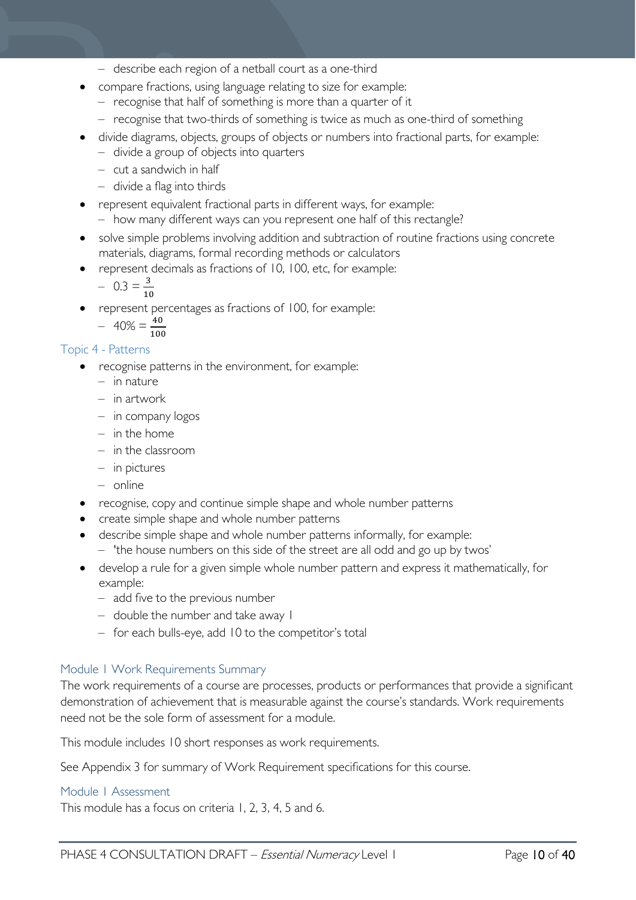- describe each region of a netball court as a one-third
- compare fractions, using language relating to size for example:
  - recognise that half of something is more than a quarter of it
  - recognise that two-thirds of something is twice as much as one-third of something
- divide diagrams, objects, groups of objects or numbers into fractional parts, for example:
  - divide a group of objects into quarters
  - cut a sandwich in half
  - divide a flag into thirds
- represent equivalent fractional parts in different ways, for example:
  - how many different ways can you represent one half of this rectangle?
- solve simple problems involving addition and subtraction of routine fractions using concrete materials, diagrams, formal recording methods or calculators
- represent decimals as fractions of 10, 100, etc, for example:
  - $0.3 = \frac{3}{10}$
- represent percentages as fractions of 100, for example:
  - $40\% = \frac{40}{100}$

### Topic 4 - Patterns

- recognise patterns in the environment, for example:
  - in nature
  - in artwork
  - in company logos
  - in the home
  - in the classroom
  - in pictures
  - online
- recognise, copy and continue simple shape and whole number patterns
- create simple shape and whole number patterns
- describe simple shape and whole number patterns informally, for example:
  - 'the house numbers on this side of the street are all odd and go up by twos'
- develop a rule for a given simple whole number pattern and express it mathematically, for example:
  - add five to the previous number
  - double the number and take away 1
  - for each bulls-eye, add 10 to the competitor's total

### Module 1 Work Requirements Summary

The work requirements of a course are processes, products or performances that provide a significant demonstration of achievement that is measurable against the course's standards. Work requirements need not be the sole form of assessment for a module.

This module includes 10 short responses as work requirements.

See Appendix 3 for summary of Work Requirement specifications for this course.

### Module 1 Assessment

This module has a focus on criteria 1, 2, 3, 4, 5 and 6.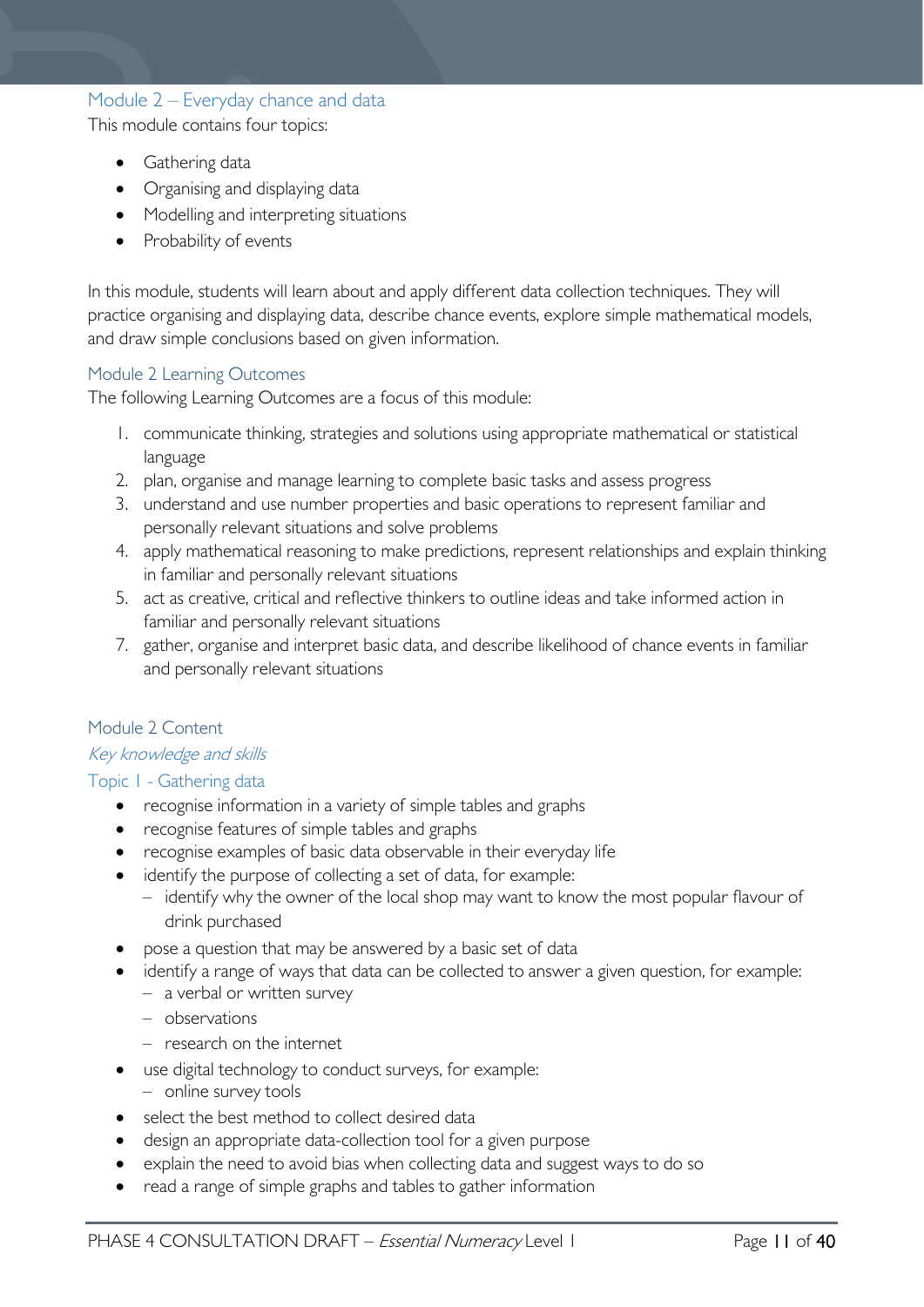## Module 2 – Everyday chance and data

This module contains four topics:

- Gathering data
- Organising and displaying data
- Modelling and interpreting situations
- Probability of events

In this module, students will learn about and apply different data collection techniques. They will practice organising and displaying data, describe chance events, explore simple mathematical models, and draw simple conclusions based on given information.

### Module 2 Learning Outcomes

The following Learning Outcomes are a focus of this module:

1. communicate thinking, strategies and solutions using appropriate mathematical or statistical language
2. plan, organise and manage learning to complete basic tasks and assess progress
3. understand and use number properties and basic operations to represent familiar and personally relevant situations and solve problems
4. apply mathematical reasoning to make predictions, represent relationships and explain thinking in familiar and personally relevant situations
5. act as creative, critical and reflective thinkers to outline ideas and take informed action in familiar and personally relevant situations

7. gather, organise and interpret basic data, and describe likelihood of chance events in familiar and personally relevant situations

### Module 2 Content

#### *Key knowledge and skills*

#### Topic 1 - Gathering data

- recognise information in a variety of simple tables and graphs
- recognise features of simple tables and graphs
- recognise examples of basic data observable in their everyday life
- identify the purpose of collecting a set of data, for example:
  - identify why the owner of the local shop may want to know the most popular flavour of drink purchased
- pose a question that may be answered by a basic set of data
- identify a range of ways that data can be collected to answer a given question, for example:
  - a verbal or written survey
  - observations
  - research on the internet
- use digital technology to conduct surveys, for example:
  - online survey tools
- select the best method to collect desired data
- design an appropriate data-collection tool for a given purpose
- explain the need to avoid bias when collecting data and suggest ways to do so
- read a range of simple graphs and tables to gather information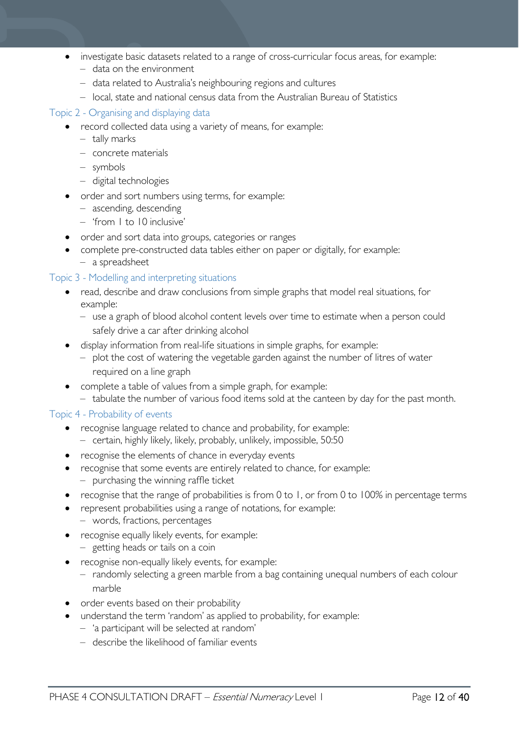- investigate basic datasets related to a range of cross-curricular focus areas, for example:
  - data on the environment
  - data related to Australia's neighbouring regions and cultures
  - local, state and national census data from the Australian Bureau of Statistics

### Topic 2 - Organising and displaying data

- record collected data using a variety of means, for example:
  - tally marks
  - concrete materials
  - symbols
  - digital technologies
- order and sort numbers using terms, for example:
  - ascending, descending
  - 'from 1 to 10 inclusive'
- order and sort data into groups, categories or ranges
- complete pre-constructed data tables either on paper or digitally, for example:
  - a spreadsheet

### Topic 3 - Modelling and interpreting situations

- read, describe and draw conclusions from simple graphs that model real situations, for example:
  - use a graph of blood alcohol content levels over time to estimate when a person could safely drive a car after drinking alcohol
- display information from real-life situations in simple graphs, for example:
  - plot the cost of watering the vegetable garden against the number of litres of water required on a line graph
- complete a table of values from a simple graph, for example:
  - tabulate the number of various food items sold at the canteen by day for the past month.

### Topic 4 - Probability of events

- recognise language related to chance and probability, for example:
  - certain, highly likely, likely, probably, unlikely, impossible, 50:50
- recognise the elements of chance in everyday events
- recognise that some events are entirely related to chance, for example:
  - purchasing the winning raffle ticket
- recognise that the range of probabilities is from 0 to 1, or from 0 to 100% in percentage terms
- represent probabilities using a range of notations, for example:
  - words, fractions, percentages
- recognise equally likely events, for example:
  - getting heads or tails on a coin
- recognise non-equally likely events, for example:
  - randomly selecting a green marble from a bag containing unequal numbers of each colour marble
- order events based on their probability
- understand the term 'random' as applied to probability, for example:
  - 'a participant will be selected at random'
  - describe the likelihood of familiar events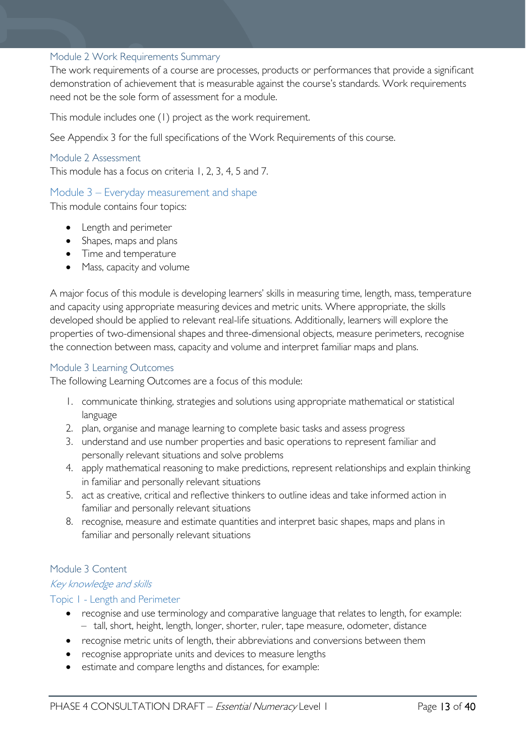### Module 2 Work Requirements Summary

The work requirements of a course are processes, products or performances that provide a significant demonstration of achievement that is measurable against the course's standards. Work requirements need not be the sole form of assessment for a module.

This module includes one (1) project as the work requirement.

See Appendix 3 for the full specifications of the Work Requirements of this course.

### Module 2 Assessment

This module has a focus on criteria 1, 2, 3, 4, 5 and 7.

## Module 3 – Everyday measurement and shape

This module contains four topics:

- Length and perimeter
- Shapes, maps and plans
- Time and temperature
- Mass, capacity and volume

A major focus of this module is developing learners' skills in measuring time, length, mass, temperature and capacity using appropriate measuring devices and metric units. Where appropriate, the skills developed should be applied to relevant real-life situations. Additionally, learners will explore the properties of two-dimensional shapes and three-dimensional objects, measure perimeters, recognise the connection between mass, capacity and volume and interpret familiar maps and plans.

### Module 3 Learning Outcomes

The following Learning Outcomes are a focus of this module:

1. communicate thinking, strategies and solutions using appropriate mathematical or statistical language
2. plan, organise and manage learning to complete basic tasks and assess progress
3. understand and use number properties and basic operations to represent familiar and personally relevant situations and solve problems
4. apply mathematical reasoning to make predictions, represent relationships and explain thinking in familiar and personally relevant situations
5. act as creative, critical and reflective thinkers to outline ideas and take informed action in familiar and personally relevant situations
8. recognise, measure and estimate quantities and interpret basic shapes, maps and plans in familiar and personally relevant situations

### Module 3 Content

*Key knowledge and skills*

#### Topic 1 - Length and Perimeter

- recognise and use terminology and comparative language that relates to length, for example:
  - tall, short, height, length, longer, shorter, ruler, tape measure, odometer, distance
- recognise metric units of length, their abbreviations and conversions between them
- recognise appropriate units and devices to measure lengths
- estimate and compare lengths and distances, for example: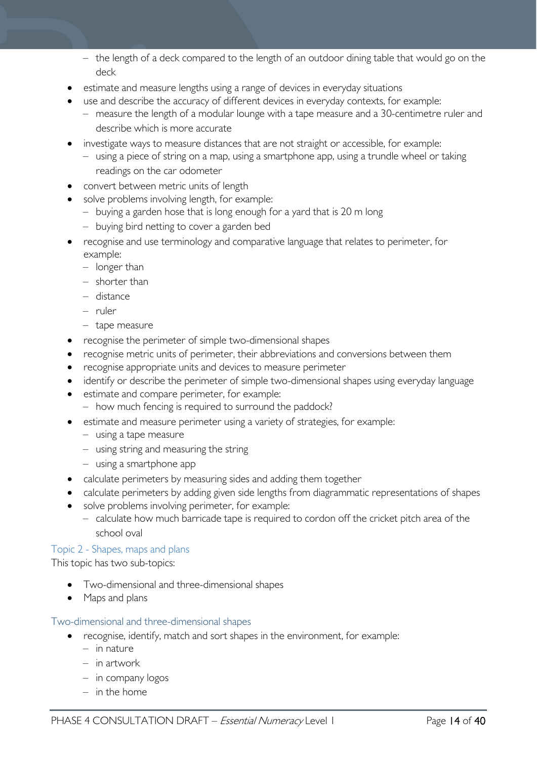- the length of a deck compared to the length of an outdoor dining table that would go on the deck
- estimate and measure lengths using a range of devices in everyday situations
- use and describe the accuracy of different devices in everyday contexts, for example:
  - measure the length of a modular lounge with a tape measure and a 30-centimetre ruler and describe which is more accurate
- investigate ways to measure distances that are not straight or accessible, for example:
  - using a piece of string on a map, using a smartphone app, using a trundle wheel or taking readings on the car odometer
- convert between metric units of length
- solve problems involving length, for example:
  - buying a garden hose that is long enough for a yard that is 20 m long
  - buying bird netting to cover a garden bed
- recognise and use terminology and comparative language that relates to perimeter, for example:
  - longer than
  - shorter than
  - distance
  - ruler
  - tape measure
- recognise the perimeter of simple two-dimensional shapes
- recognise metric units of perimeter, their abbreviations and conversions between them
- recognise appropriate units and devices to measure perimeter
- identify or describe the perimeter of simple two-dimensional shapes using everyday language
- estimate and compare perimeter, for example:
  - how much fencing is required to surround the paddock?
- estimate and measure perimeter using a variety of strategies, for example:
  - using a tape measure
  - using string and measuring the string
  - using a smartphone app
- calculate perimeters by measuring sides and adding them together
- calculate perimeters by adding given side lengths from diagrammatic representations of shapes
- solve problems involving perimeter, for example:
  - calculate how much barricade tape is required to cordon off the cricket pitch area of the school oval

### Topic 2 - Shapes, maps and plans

This topic has two sub-topics:

- Two-dimensional and three-dimensional shapes
- Maps and plans

#### Two-dimensional and three-dimensional shapes

- recognise, identify, match and sort shapes in the environment, for example:
  - in nature
  - in artwork
  - in company logos
  - in the home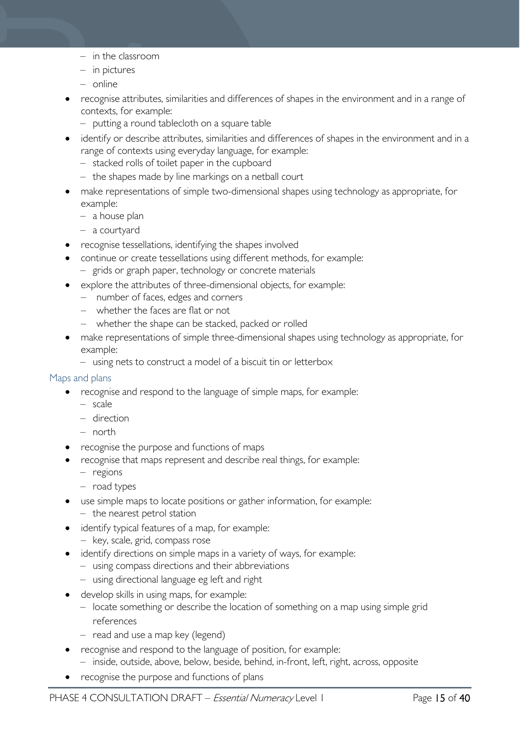- in the classroom
  - in pictures
  - online
- recognise attributes, similarities and differences of shapes in the environment and in a range of contexts, for example:
  - putting a round tablecloth on a square table
- identify or describe attributes, similarities and differences of shapes in the environment and in a range of contexts using everyday language, for example:
  - stacked rolls of toilet paper in the cupboard
  - the shapes made by line markings on a netball court
- make representations of simple two-dimensional shapes using technology as appropriate, for example:
  - a house plan
  - a courtyard
- recognise tessellations, identifying the shapes involved
- continue or create tessellations using different methods, for example:
  - grids or graph paper, technology or concrete materials
- explore the attributes of three-dimensional objects, for example:
  - number of faces, edges and corners
  - whether the faces are flat or not
  - whether the shape can be stacked, packed or rolled
- make representations of simple three-dimensional shapes using technology as appropriate, for example:
  - using nets to construct a model of a biscuit tin or letterbox

### Maps and plans

- recognise and respond to the language of simple maps, for example:
  - scale
  - direction
  - north
- recognise the purpose and functions of maps
- recognise that maps represent and describe real things, for example:
  - regions
  - road types
- use simple maps to locate positions or gather information, for example:
  - the nearest petrol station
- identify typical features of a map, for example:
  - key, scale, grid, compass rose
- identify directions on simple maps in a variety of ways, for example:
  - using compass directions and their abbreviations
  - using directional language eg left and right
- develop skills in using maps, for example:
  - locate something or describe the location of something on a map using simple grid references
  - read and use a map key (legend)
- recognise and respond to the language of position, for example:
  - inside, outside, above, below, beside, behind, in-front, left, right, across, opposite
- recognise the purpose and functions of plans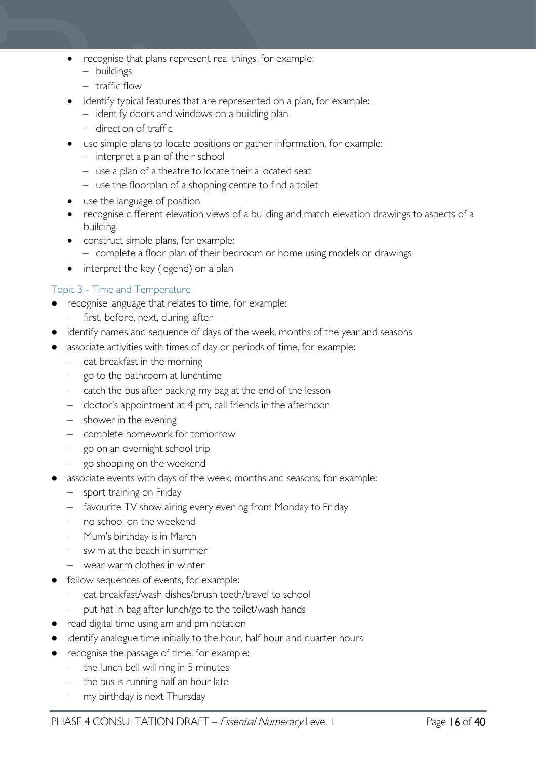- recognise that plans represent real things, for example:
  - buildings
  - traffic flow
- identify typical features that are represented on a plan, for example:
  - identify doors and windows on a building plan
  - direction of traffic
- use simple plans to locate positions or gather information, for example:
  - interpret a plan of their school
  - use a plan of a theatre to locate their allocated seat
  - use the floorplan of a shopping centre to find a toilet
- use the language of position
- recognise different elevation views of a building and match elevation drawings to aspects of a building
- construct simple plans, for example:
  - complete a floor plan of their bedroom or home using models or drawings
- interpret the key (legend) on a plan

### Topic 3 - Time and Temperature

- recognise language that relates to time, for example:
  - first, before, next, during, after
- identify names and sequence of days of the week, months of the year and seasons
- associate activities with times of day or periods of time, for example:
  - eat breakfast in the morning
  - go to the bathroom at lunchtime
  - catch the bus after packing my bag at the end of the lesson
  - doctor's appointment at 4 pm, call friends in the afternoon
  - shower in the evening
  - complete homework for tomorrow
  - go on an overnight school trip
  - go shopping on the weekend
- associate events with days of the week, months and seasons, for example:
  - sport training on Friday
  - favourite TV show airing every evening from Monday to Friday
  - no school on the weekend
  - Mum's birthday is in March
  - swim at the beach in summer
  - wear warm clothes in winter
- follow sequences of events, for example:
  - eat breakfast/wash dishes/brush teeth/travel to school
  - put hat in bag after lunch/go to the toilet/wash hands
- read digital time using am and pm notation
- identify analogue time initially to the hour, half hour and quarter hours
- recognise the passage of time, for example:
  - the lunch bell will ring in 5 minutes
  - the bus is running half an hour late
  - my birthday is next Thursday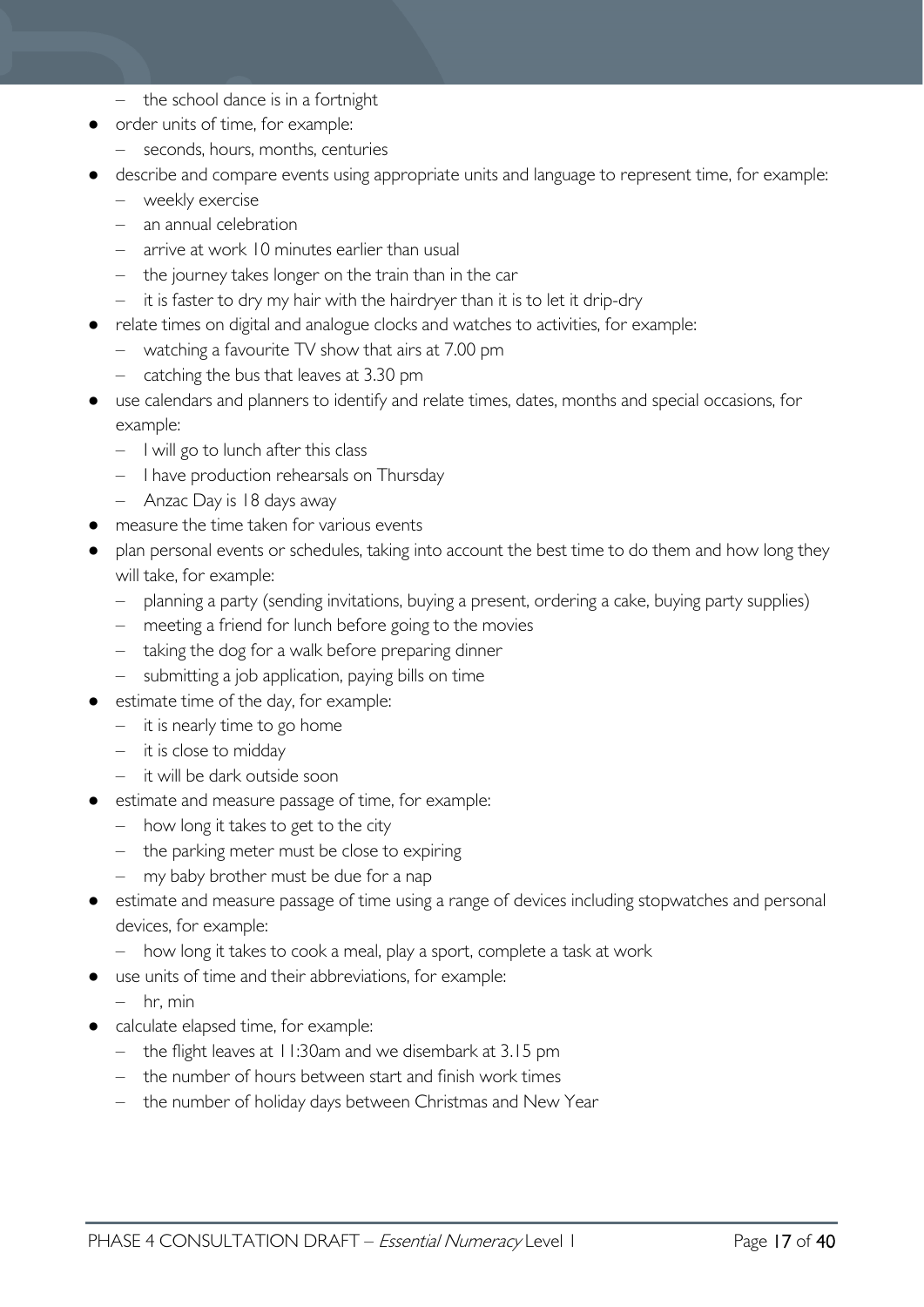- the school dance is in a fortnight
- order units of time, for example:
  - seconds, hours, months, centuries
- describe and compare events using appropriate units and language to represent time, for example:
  - weekly exercise
  - an annual celebration
  - arrive at work 10 minutes earlier than usual
  - the journey takes longer on the train than in the car
  - it is faster to dry my hair with the hairdryer than it is to let it drip-dry
- relate times on digital and analogue clocks and watches to activities, for example:
  - watching a favourite TV show that airs at 7.00 pm
  - catching the bus that leaves at 3.30 pm
- use calendars and planners to identify and relate times, dates, months and special occasions, for example:
  - I will go to lunch after this class
  - I have production rehearsals on Thursday
  - Anzac Day is 18 days away
- measure the time taken for various events
- plan personal events or schedules, taking into account the best time to do them and how long they will take, for example:
  - planning a party (sending invitations, buying a present, ordering a cake, buying party supplies)
  - meeting a friend for lunch before going to the movies
  - taking the dog for a walk before preparing dinner
  - submitting a job application, paying bills on time
- estimate time of the day, for example:
  - it is nearly time to go home
  - it is close to midday
  - it will be dark outside soon
- estimate and measure passage of time, for example:
  - how long it takes to get to the city
  - the parking meter must be close to expiring
  - my baby brother must be due for a nap
- estimate and measure passage of time using a range of devices including stopwatches and personal devices, for example:
  - how long it takes to cook a meal, play a sport, complete a task at work
- use units of time and their abbreviations, for example:
  - hr, min
- calculate elapsed time, for example:
  - the flight leaves at 11:30am and we disembark at 3.15 pm
  - the number of hours between start and finish work times
  - the number of holiday days between Christmas and New Year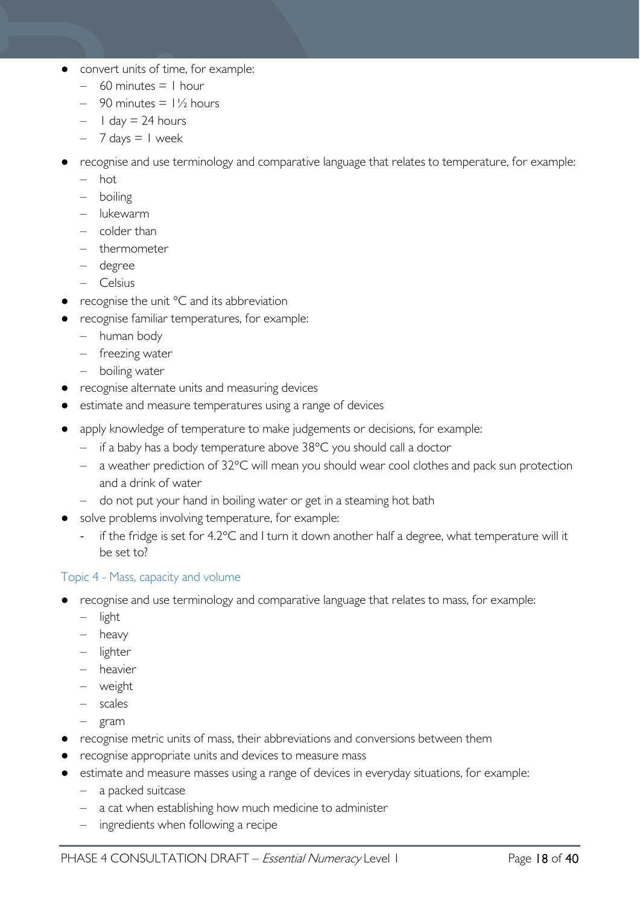- convert units of time, for example:
  - 60 minutes = 1 hour
  - 90 minutes = 1½ hours
  - 1 day = 24 hours
  - 7 days = 1 week
- recognise and use terminology and comparative language that relates to temperature, for example:
  - hot
  - boiling
  - lukewarm
  - colder than
  - thermometer
  - degree
  - Celsius
- recognise the unit °C and its abbreviation
- recognise familiar temperatures, for example:
  - human body
  - freezing water
  - boiling water
- recognise alternate units and measuring devices
- estimate and measure temperatures using a range of devices
- apply knowledge of temperature to make judgements or decisions, for example:
  - if a baby has a body temperature above 38°C you should call a doctor
  - a weather prediction of 32°C will mean you should wear cool clothes and pack sun protection and a drink of water
  - do not put your hand in boiling water or get in a steaming hot bath
- solve problems involving temperature, for example:
  - if the fridge is set for 4.2°C and I turn it down another half a degree, what temperature will it be set to?

### Topic 4 - Mass, capacity and volume

- recognise and use terminology and comparative language that relates to mass, for example:
  - light
  - heavy
  - lighter
  - heavier
  - weight
  - scales
  - gram
- recognise metric units of mass, their abbreviations and conversions between them
- recognise appropriate units and devices to measure mass
- estimate and measure masses using a range of devices in everyday situations, for example:
  - a packed suitcase
  - a cat when establishing how much medicine to administer
  - ingredients when following a recipe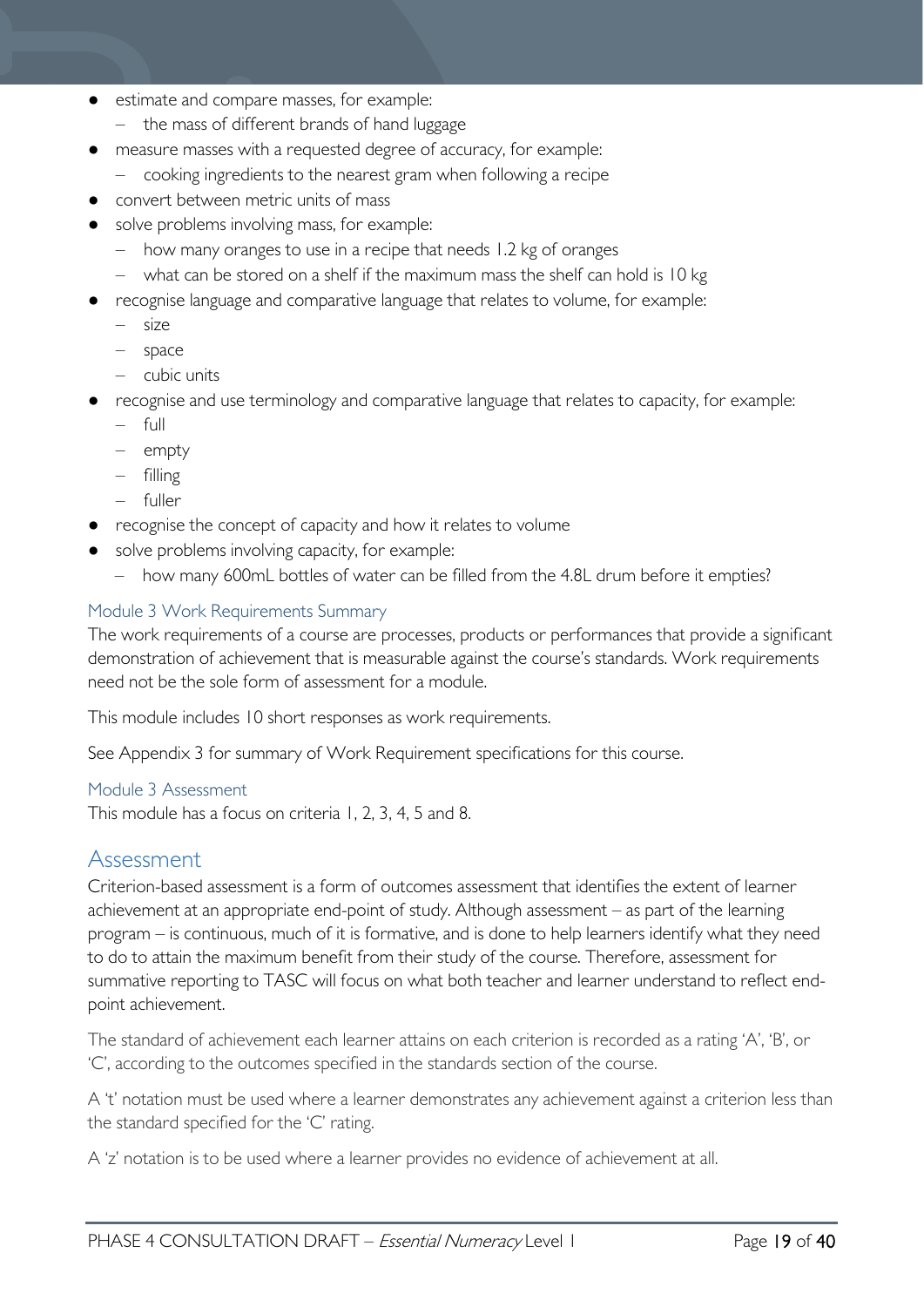- estimate and compare masses, for example:
  - the mass of different brands of hand luggage
- measure masses with a requested degree of accuracy, for example:
  - cooking ingredients to the nearest gram when following a recipe
- convert between metric units of mass
- solve problems involving mass, for example:
  - how many oranges to use in a recipe that needs 1.2 kg of oranges
  - what can be stored on a shelf if the maximum mass the shelf can hold is 10 kg
- recognise language and comparative language that relates to volume, for example:
  - size
  - space
  - cubic units
- recognise and use terminology and comparative language that relates to capacity, for example:
  - full
  - empty
  - filling
  - fuller
- recognise the concept of capacity and how it relates to volume
- solve problems involving capacity, for example:
  - how many 600mL bottles of water can be filled from the 4.8L drum before it empties?

### Module 3 Work Requirements Summary

The work requirements of a course are processes, products or performances that provide a significant demonstration of achievement that is measurable against the course's standards. Work requirements need not be the sole form of assessment for a module.

This module includes 10 short responses as work requirements.

See Appendix 3 for summary of Work Requirement specifications for this course.

### Module 3 Assessment

This module has a focus on criteria 1, 2, 3, 4, 5 and 8.

## Assessment

Criterion-based assessment is a form of outcomes assessment that identifies the extent of learner achievement at an appropriate end-point of study. Although assessment – as part of the learning program – is continuous, much of it is formative, and is done to help learners identify what they need to do to attain the maximum benefit from their study of the course. Therefore, assessment for summative reporting to TASC will focus on what both teacher and learner understand to reflect end-point achievement.

The standard of achievement each learner attains on each criterion is recorded as a rating 'A', 'B', or 'C', according to the outcomes specified in the standards section of the course.

A 't' notation must be used where a learner demonstrates any achievement against a criterion less than the standard specified for the 'C' rating.

A 'z' notation is to be used where a learner provides no evidence of achievement at all.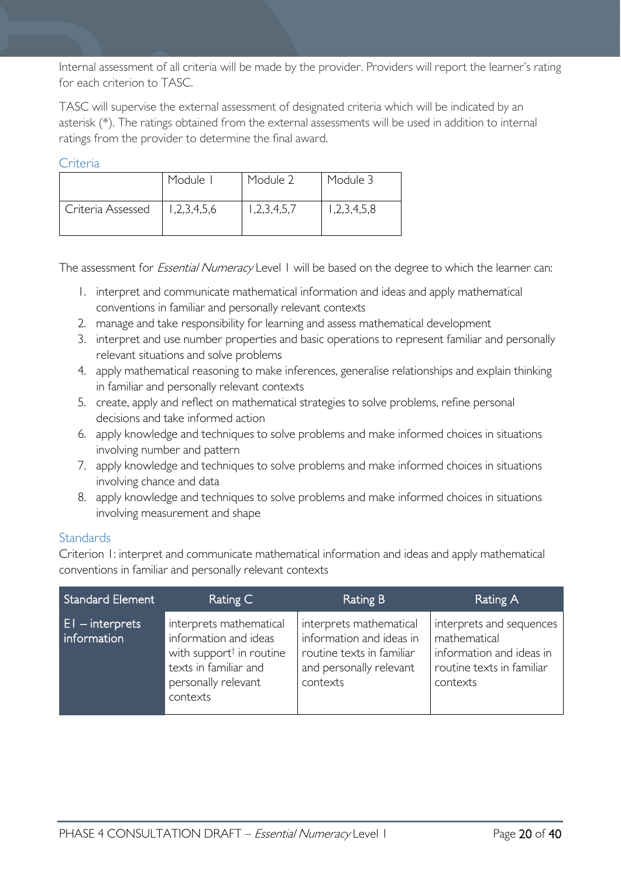Internal assessment of all criteria will be made by the provider. Providers will report the learner's rating for each criterion to TASC.

TASC will supervise the external assessment of designated criteria which will be indicated by an asterisk (*). The ratings obtained from the external assessments will be used in addition to internal ratings from the provider to determine the final award.

### Criteria

| | Module 1 | Module 2 | Module 3 |
|---|---|---|---|
| Criteria Assessed | 1,2,3,4,5,6 | 1,2,3,4,5,7 | 1,2,3,4,5,8 |

The assessment for *Essential Numeracy* Level 1 will be based on the degree to which the learner can:

1. interpret and communicate mathematical information and ideas and apply mathematical conventions in familiar and personally relevant contexts
2. manage and take responsibility for learning and assess mathematical development
3. interpret and use number properties and basic operations to represent familiar and personally relevant situations and solve problems
4. apply mathematical reasoning to make inferences, generalise relationships and explain thinking in familiar and personally relevant contexts
5. create, apply and reflect on mathematical strategies to solve problems, refine personal decisions and take informed action
6. apply knowledge and techniques to solve problems and make informed choices in situations involving number and pattern
7. apply knowledge and techniques to solve problems and make informed choices in situations involving chance and data
8. apply knowledge and techniques to solve problems and make informed choices in situations involving measurement and shape

### Standards

Criterion 1: interpret and communicate mathematical information and ideas and apply mathematical conventions in familiar and personally relevant contexts

| Standard Element | Rating C | Rating B | Rating A |
|---|---|---|---|
| E1 – interprets information | interprets mathematical information and ideas with support† in routine texts in familiar and personally relevant contexts | interprets mathematical information and ideas in routine texts in familiar and personally relevant contexts | interprets and sequences mathematical information and ideas in routine texts in familiar contexts |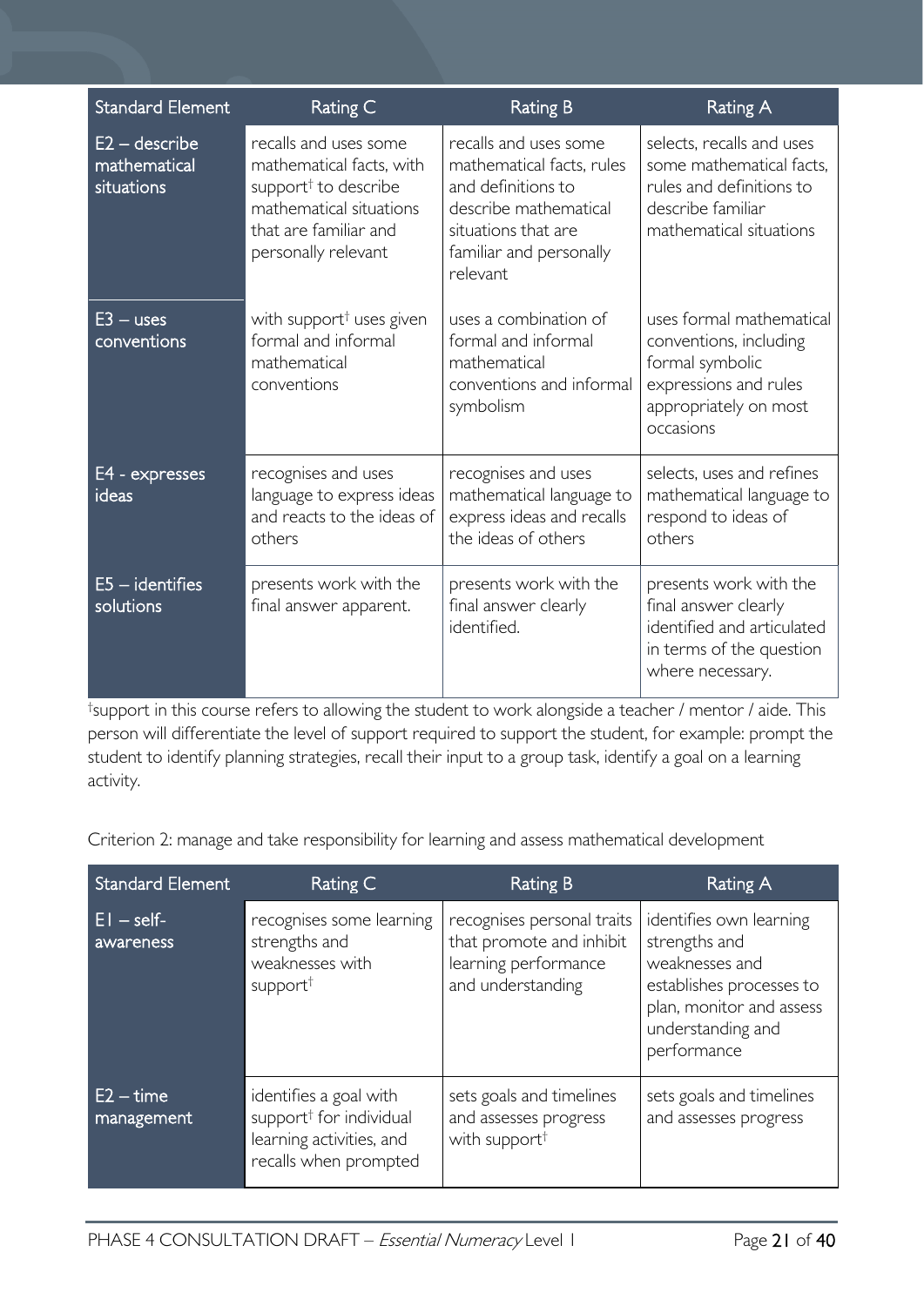| Standard Element | Rating C | Rating B | Rating A |
|---|---|---|---|
| E2 – describe mathematical situations | recalls and uses some mathematical facts, with support† to describe mathematical situations that are familiar and personally relevant | recalls and uses some mathematical facts, rules and definitions to describe mathematical situations that are familiar and personally relevant | selects, recalls and uses some mathematical facts, rules and definitions to describe familiar mathematical situations |
| E3 – uses conventions | with support† uses given formal and informal mathematical conventions | uses a combination of formal and informal mathematical conventions and informal symbolism | uses formal mathematical conventions, including formal symbolic expressions and rules appropriately on most occasions |
| E4 - expresses ideas | recognises and uses language to express ideas and reacts to the ideas of others | recognises and uses mathematical language to express ideas and recalls the ideas of others | selects, uses and refines mathematical language to respond to ideas of others |
| E5 – identifies solutions | presents work with the final answer apparent. | presents work with the final answer clearly identified. | presents work with the final answer clearly identified and articulated in terms of the question where necessary. |

†support in this course refers to allowing the student to work alongside a teacher / mentor / aide. This person will differentiate the level of support required to support the student, for example: prompt the student to identify planning strategies, recall their input to a group task, identify a goal on a learning activity.

Criterion 2: manage and take responsibility for learning and assess mathematical development

| Standard Element | Rating C | Rating B | Rating A |
|---|---|---|---|
| E1 – self-awareness | recognises some learning strengths and weaknesses with support† | recognises personal traits that promote and inhibit learning performance and understanding | identifies own learning strengths and weaknesses and establishes processes to plan, monitor and assess understanding and performance |
| E2 – time management | identifies a goal with support† for individual learning activities, and recalls when prompted | sets goals and timelines and assesses progress with support† | sets goals and timelines and assesses progress |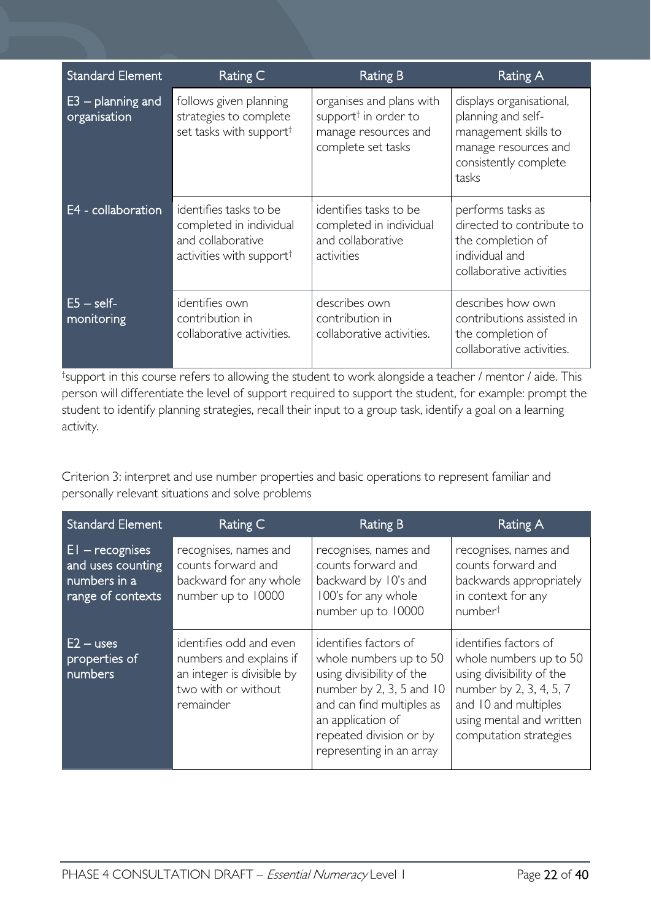| Standard Element | Rating C | Rating B | Rating A |
|---|---|---|---|
| E3 – planning and organisation | follows given planning strategies to complete set tasks with support† | organises and plans with support† in order to manage resources and complete set tasks | displays organisational, planning and self-management skills to manage resources and consistently complete tasks |
| E4 - collaboration | identifies tasks to be completed in individual and collaborative activities with support† | identifies tasks to be completed in individual and collaborative activities | performs tasks as directed to contribute to the completion of individual and collaborative activities |
| E5 – self-monitoring | identifies own contribution in collaborative activities. | describes own contribution in collaborative activities. | describes how own contributions assisted in the completion of collaborative activities. |

†support in this course refers to allowing the student to work alongside a teacher / mentor / aide. This person will differentiate the level of support required to support the student, for example: prompt the student to identify planning strategies, recall their input to a group task, identify a goal on a learning activity.

Criterion 3: interpret and use number properties and basic operations to represent familiar and personally relevant situations and solve problems

| Standard Element | Rating C | Rating B | Rating A |
|---|---|---|---|
| E1 – recognises and uses counting numbers in a range of contexts | recognises, names and counts forward and backward for any whole number up to 10000 | recognises, names and counts forward and backward by 10's and 100's for any whole number up to 10000 | recognises, names and counts forward and backwards appropriately in context for any number† |
| E2 – uses properties of numbers | identifies odd and even numbers and explains if an integer is divisible by two with or without remainder | identifies factors of whole numbers up to 50 using divisibility of the number by 2, 3, 5 and 10 and can find multiples as an application of repeated division or by representing in an array | identifies factors of whole numbers up to 50 using divisibility of the number by 2, 3, 4, 5, 7 and 10 and multiples using mental and written computation strategies |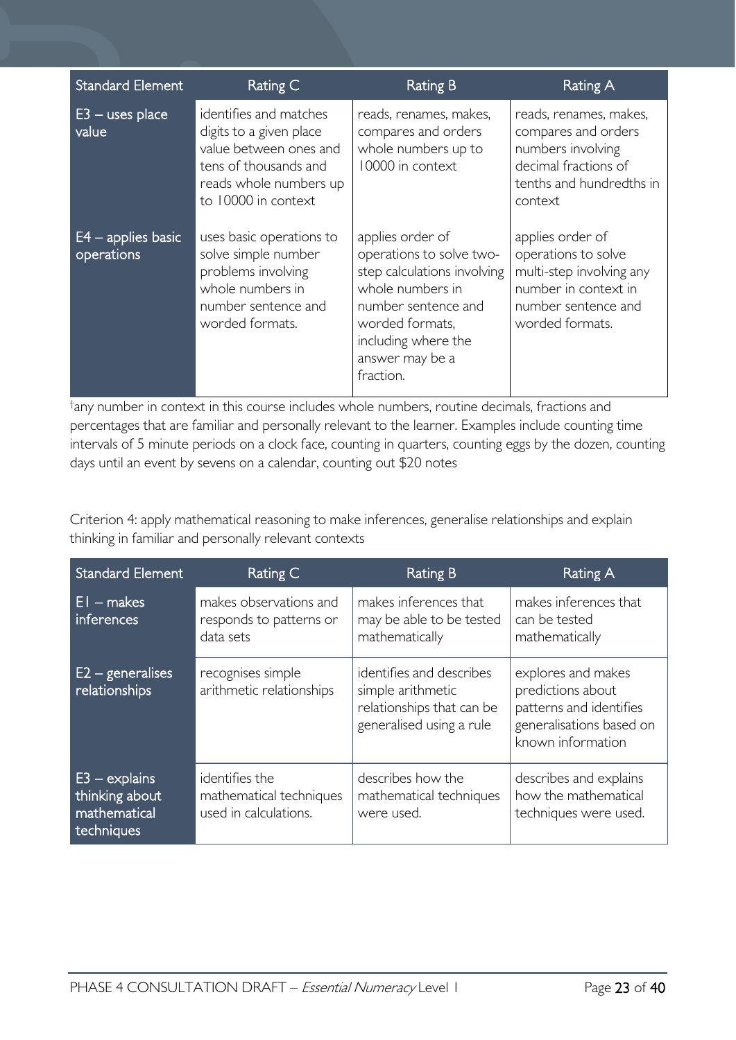| Standard Element | Rating C | Rating B | Rating A |
| --- | --- | --- | --- |
| E3 – uses place value | identifies and matches digits to a given place value between ones and tens of thousands and reads whole numbers up to 10000 in context | reads, renames, makes, compares and orders whole numbers up to 10000 in context | reads, renames, makes, compares and orders numbers involving decimal fractions of tenths and hundredths in context |
| E4 – applies basic operations | uses basic operations to solve simple number problems involving whole numbers in number sentence and worded formats. | applies order of operations to solve two-step calculations involving whole numbers in number sentence and worded formats, including where the answer may be a fraction. | applies order of operations to solve multi-step involving any number in context in number sentence and worded formats. |

†any number in context in this course includes whole numbers, routine decimals, fractions and percentages that are familiar and personally relevant to the learner. Examples include counting time intervals of 5 minute periods on a clock face, counting in quarters, counting eggs by the dozen, counting days until an event by sevens on a calendar, counting out $20 notes

Criterion 4: apply mathematical reasoning to make inferences, generalise relationships and explain thinking in familiar and personally relevant contexts

| Standard Element | Rating C | Rating B | Rating A |
| --- | --- | --- | --- |
| E1 – makes inferences | makes observations and responds to patterns or data sets | makes inferences that may be able to be tested mathematically | makes inferences that can be tested mathematically |
| E2 – generalises relationships | recognises simple arithmetic relationships | identifies and describes simple arithmetic relationships that can be generalised using a rule | explores and makes predictions about patterns and identifies generalisations based on known information |
| E3 – explains thinking about mathematical techniques | identifies the mathematical techniques used in calculations. | describes how the mathematical techniques were used. | describes and explains how the mathematical techniques were used. |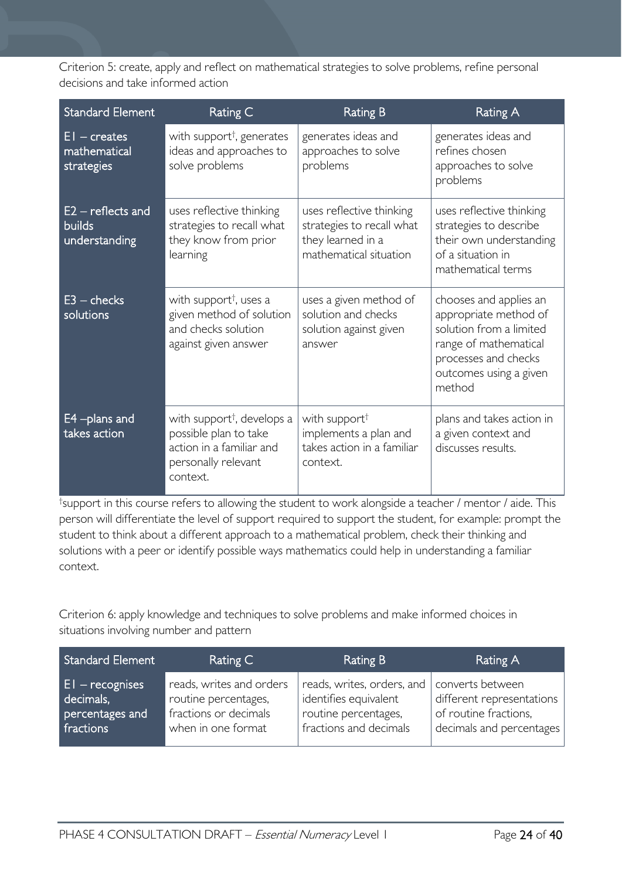Criterion 5: create, apply and reflect on mathematical strategies to solve problems, refine personal decisions and take informed action

| Standard Element | Rating C | Rating B | Rating A |
| --- | --- | --- | --- |
| E1 – creates mathematical strategies | with support†, generates ideas and approaches to solve problems | generates ideas and approaches to solve problems | generates ideas and refines chosen approaches to solve problems |
| E2 – reflects and builds understanding | uses reflective thinking strategies to recall what they know from prior learning | uses reflective thinking strategies to recall what they learned in a mathematical situation | uses reflective thinking strategies to describe their own understanding of a situation in mathematical terms |
| E3 – checks solutions | with support†, uses a given method of solution and checks solution against given answer | uses a given method of solution and checks solution against given answer | chooses and applies an appropriate method of solution from a limited range of mathematical processes and checks outcomes using a given method |
| E4 –plans and takes action | with support†, develops a possible plan to take action in a familiar and personally relevant context. | with support† implements a plan and takes action in a familiar context. | plans and takes action in a given context and discusses results. |

†support in this course refers to allowing the student to work alongside a teacher / mentor / aide. This person will differentiate the level of support required to support the student, for example: prompt the student to think about a different approach to a mathematical problem, check their thinking and solutions with a peer or identify possible ways mathematics could help in understanding a familiar context.

Criterion 6: apply knowledge and techniques to solve problems and make informed choices in situations involving number and pattern

| Standard Element | Rating C | Rating B | Rating A |
| --- | --- | --- | --- |
| E1 – recognises decimals, percentages and fractions | reads, writes and orders routine percentages, fractions or decimals when in one format | reads, writes, orders, and identifies equivalent routine percentages, fractions and decimals | converts between different representations of routine fractions, decimals and percentages |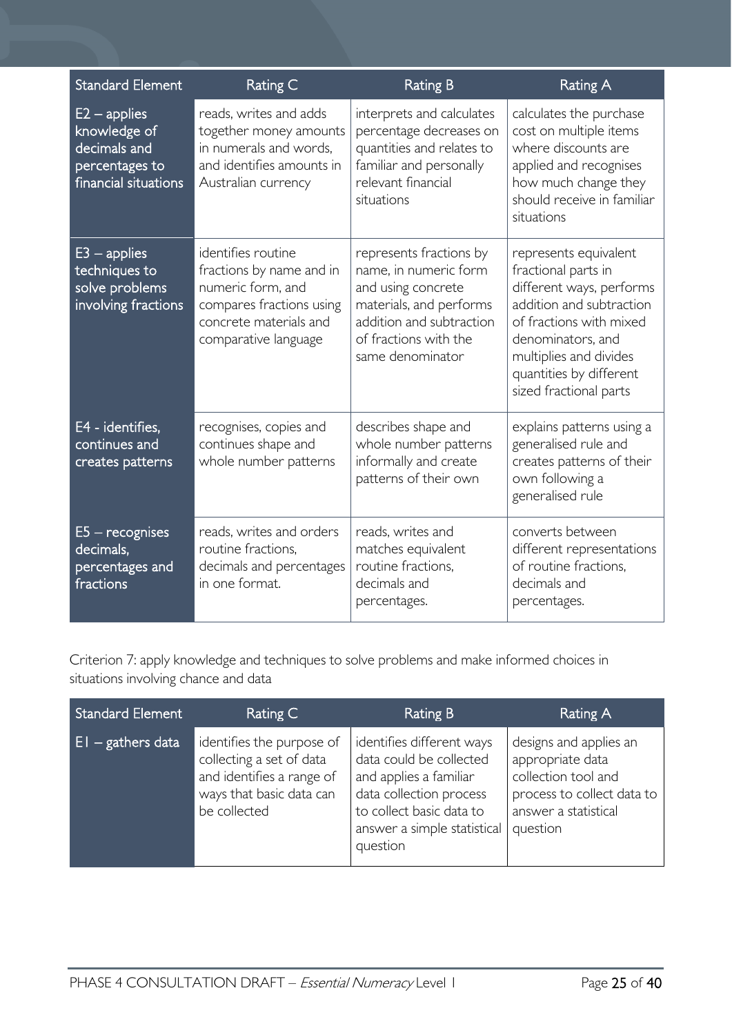| Standard Element | Rating C | Rating B | Rating A |
| --- | --- | --- | --- |
| E2 – applies knowledge of decimals and percentages to financial situations | reads, writes and adds together money amounts in numerals and words, and identifies amounts in Australian currency | interprets and calculates percentage decreases on quantities and relates to familiar and personally relevant financial situations | calculates the purchase cost on multiple items where discounts are applied and recognises how much change they should receive in familiar situations |
| E3 – applies techniques to solve problems involving fractions | identifies routine fractions by name and in numeric form, and compares fractions using concrete materials and comparative language | represents fractions by name, in numeric form and using concrete materials, and performs addition and subtraction of fractions with the same denominator | represents equivalent fractional parts in different ways, performs addition and subtraction of fractions with mixed denominators, and multiplies and divides quantities by different sized fractional parts |
| E4 - identifies, continues and creates patterns | recognises, copies and continues shape and whole number patterns | describes shape and whole number patterns informally and create patterns of their own | explains patterns using a generalised rule and creates patterns of their own following a generalised rule |
| E5 – recognises decimals, percentages and fractions | reads, writes and orders routine fractions, decimals and percentages in one format. | reads, writes and matches equivalent routine fractions, decimals and percentages. | converts between different representations of routine fractions, decimals and percentages. |

Criterion 7: apply knowledge and techniques to solve problems and make informed choices in situations involving chance and data

| Standard Element | Rating C | Rating B | Rating A |
| --- | --- | --- | --- |
| E1 – gathers data | identifies the purpose of collecting a set of data and identifies a range of ways that basic data can be collected | identifies different ways data could be collected and applies a familiar data collection process to collect basic data to answer a simple statistical question | designs and applies an appropriate data collection tool and process to collect data to answer a statistical question |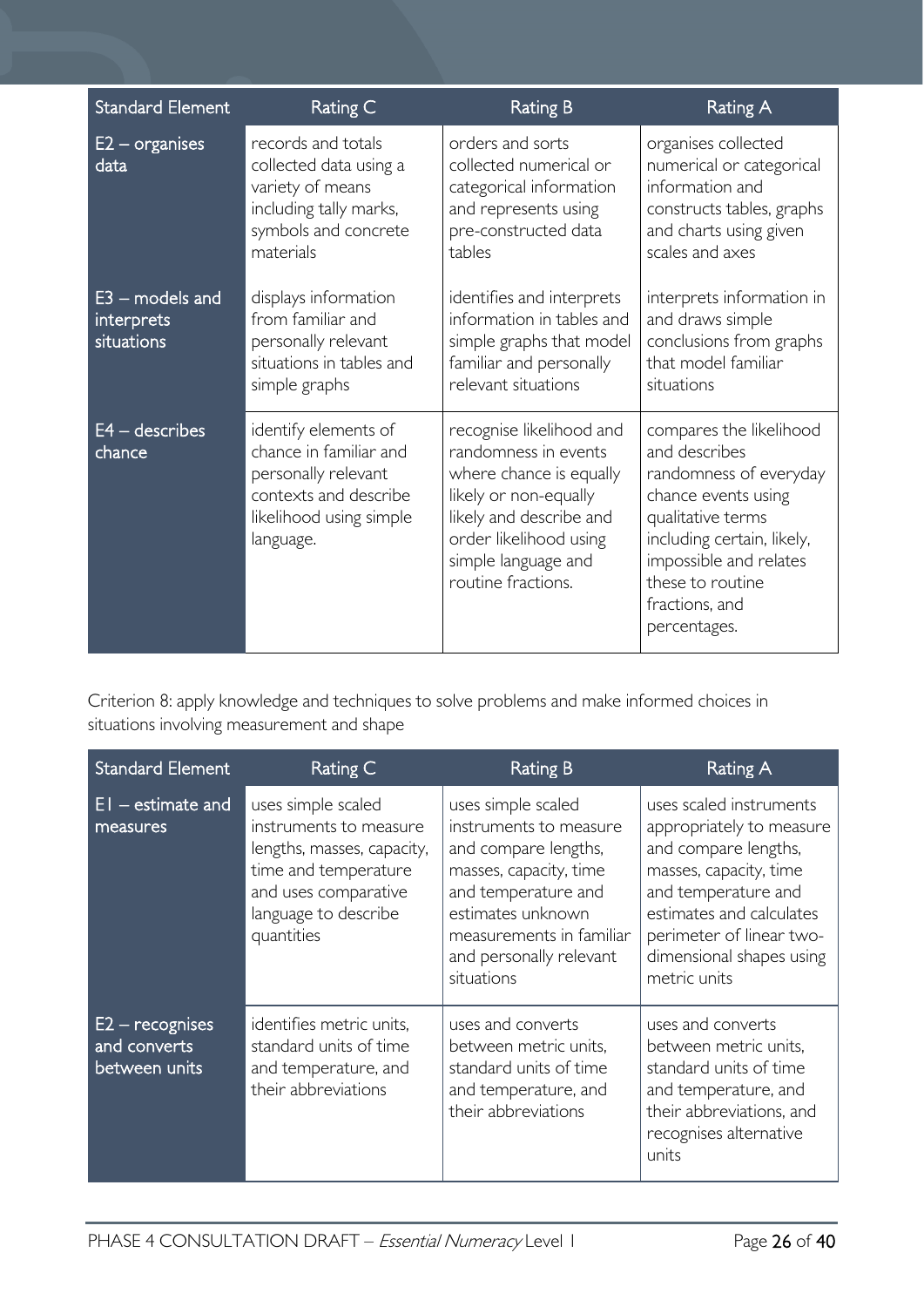| Standard Element | Rating C | Rating B | Rating A |
| --- | --- | --- | --- |
| E2 – organises data | records and totals collected data using a variety of means including tally marks, symbols and concrete materials | orders and sorts collected numerical or categorical information and represents using pre-constructed data tables | organises collected numerical or categorical information and constructs tables, graphs and charts using given scales and axes |
| E3 – models and interprets situations | displays information from familiar and personally relevant situations in tables and simple graphs | identifies and interprets information in tables and simple graphs that model familiar and personally relevant situations | interprets information in and draws simple conclusions from graphs that model familiar situations |
| E4 – describes chance | identify elements of chance in familiar and personally relevant contexts and describe likelihood using simple language. | recognise likelihood and randomness in events where chance is equally likely or non-equally likely and describe and order likelihood using simple language and routine fractions. | compares the likelihood and describes randomness of everyday chance events using qualitative terms including certain, likely, impossible and relates these to routine fractions, and percentages. |

Criterion 8: apply knowledge and techniques to solve problems and make informed choices in situations involving measurement and shape

| Standard Element | Rating C | Rating B | Rating A |
| --- | --- | --- | --- |
| E1 – estimate and measures | uses simple scaled instruments to measure lengths, masses, capacity, time and temperature and uses comparative language to describe quantities | uses simple scaled instruments to measure and compare lengths, masses, capacity, time and temperature and estimates unknown measurements in familiar and personally relevant situations | uses scaled instruments appropriately to measure and compare lengths, masses, capacity, time and temperature and estimates and calculates perimeter of linear two-dimensional shapes using metric units |
| E2 – recognises and converts between units | identifies metric units, standard units of time and temperature, and their abbreviations | uses and converts between metric units, standard units of time and temperature, and their abbreviations | uses and converts between metric units, standard units of time and temperature, and their abbreviations, and recognises alternative units |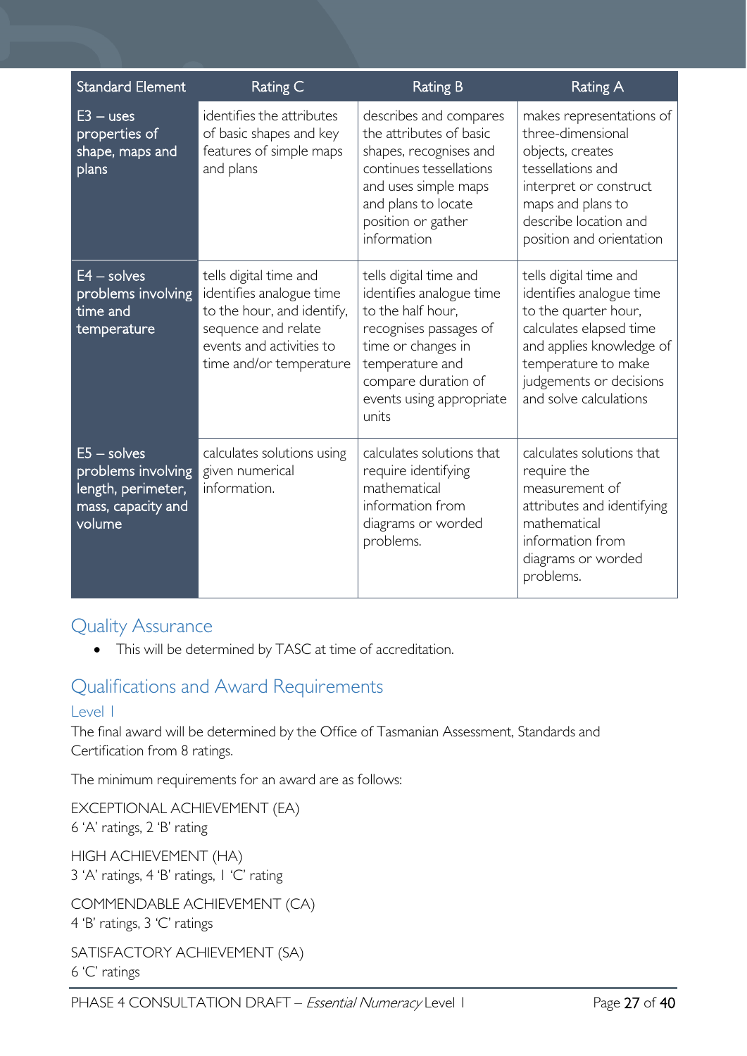| Standard Element | Rating C | Rating B | Rating A |
|---|---|---|---|
| E3 – uses properties of shape, maps and plans | identifies the attributes of basic shapes and key features of simple maps and plans | describes and compares the attributes of basic shapes, recognises and continues tessellations and uses simple maps and plans to locate position or gather information | makes representations of three-dimensional objects, creates tessellations and interpret or construct maps and plans to describe location and position and orientation |
| E4 – solves problems involving time and temperature | tells digital time and identifies analogue time to the hour, and identify, sequence and relate events and activities to time and/or temperature | tells digital time and identifies analogue time to the half hour, recognises passages of time or changes in temperature and compare duration of events using appropriate units | tells digital time and identifies analogue time to the quarter hour, calculates elapsed time and applies knowledge of temperature to make judgements or decisions and solve calculations |
| E5 – solves problems involving length, perimeter, mass, capacity and volume | calculates solutions using given numerical information. | calculates solutions that require identifying mathematical information from diagrams or worded problems. | calculates solutions that require the measurement of attributes and identifying mathematical information from diagrams or worded problems. |

## Quality Assurance

- This will be determined by TASC at time of accreditation.

## Qualifications and Award Requirements

### Level 1

The final award will be determined by the Office of Tasmanian Assessment, Standards and Certification from 8 ratings.

The minimum requirements for an award are as follows:

EXCEPTIONAL ACHIEVEMENT (EA)
6 'A' ratings, 2 'B' rating

HIGH ACHIEVEMENT (HA)
3 'A' ratings, 4 'B' ratings, 1 'C' rating

COMMENDABLE ACHIEVEMENT (CA)
4 'B' ratings, 3 'C' ratings

SATISFACTORY ACHIEVEMENT (SA)
6 'C' ratings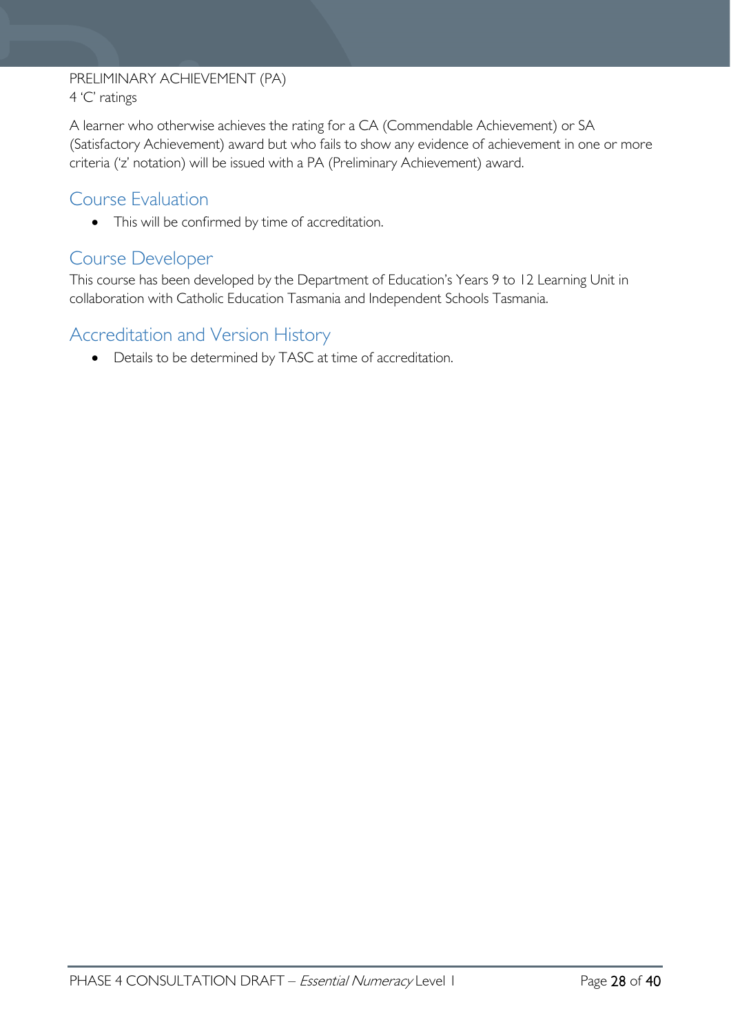PRELIMINARY ACHIEVEMENT (PA)
4 'C' ratings

A learner who otherwise achieves the rating for a CA (Commendable Achievement) or SA (Satisfactory Achievement) award but who fails to show any evidence of achievement in one or more criteria ('z' notation) will be issued with a PA (Preliminary Achievement) award.

## Course Evaluation

- This will be confirmed by time of accreditation.

## Course Developer

This course has been developed by the Department of Education's Years 9 to 12 Learning Unit in collaboration with Catholic Education Tasmania and Independent Schools Tasmania.

## Accreditation and Version History

- Details to be determined by TASC at time of accreditation.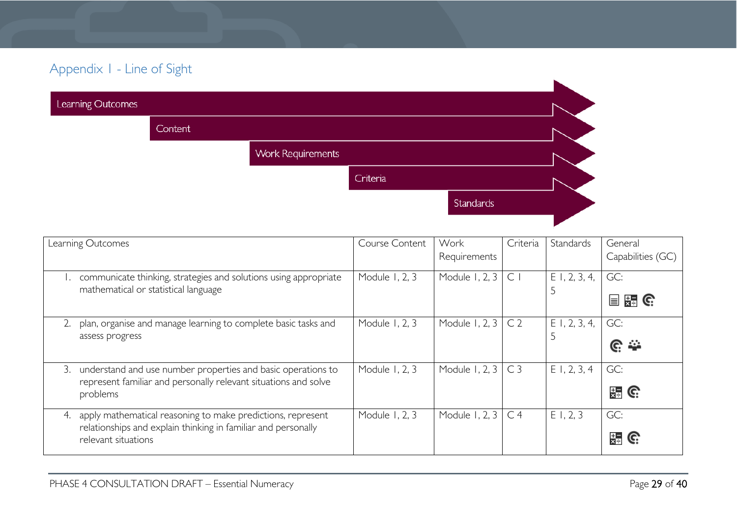## Appendix 1 - Line of Sight

Learning Outcomes → Content → Work Requirements → Criteria → Standards

| Learning Outcomes | Course Content | Work Requirements | Criteria | Standards | General Capabilities (GC) |
|---|---|---|---|---|---|
| 1. communicate thinking, strategies and solutions using appropriate mathematical or statistical language | Module 1, 2, 3 | Module 1, 2, 3 | C 1 | E 1, 2, 3, 4, 5 | GC: |
| 2. plan, organise and manage learning to complete basic tasks and assess progress | Module 1, 2, 3 | Module 1, 2, 3 | C 2 | E 1, 2, 3, 4, 5 | GC: |
| 3. understand and use number properties and basic operations to represent familiar and personally relevant situations and solve problems | Module 1, 2, 3 | Module 1, 2, 3 | C 3 | E 1, 2, 3, 4 | GC: |
| 4. apply mathematical reasoning to make predictions, represent relationships and explain thinking in familiar and personally relevant situations | Module 1, 2, 3 | Module 1, 2, 3 | C 4 | E 1, 2, 3 | GC: |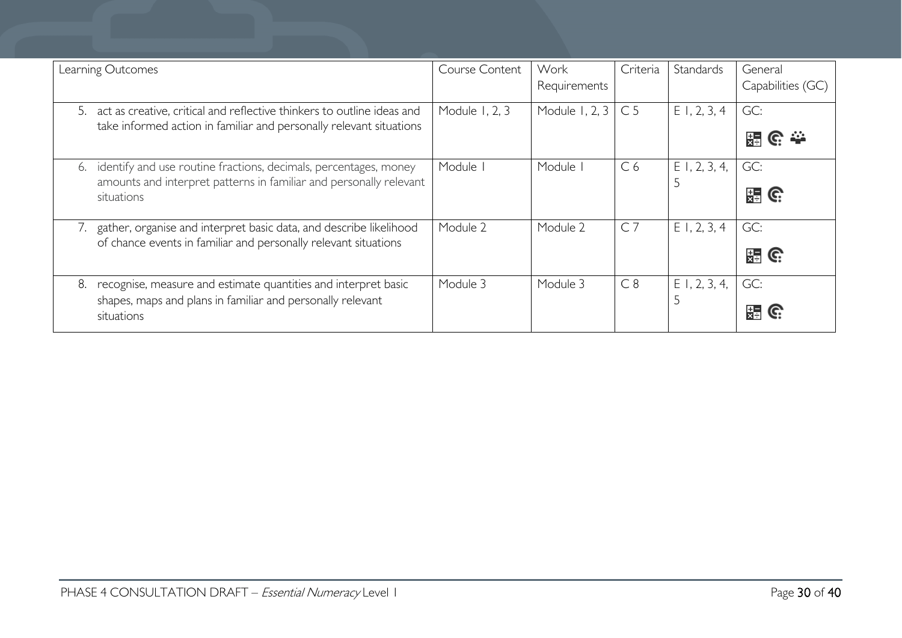| Learning Outcomes | Course Content | Work Requirements | Criteria | Standards | General Capabilities (GC) |
|---|---|---|---|---|---|
| 5. act as creative, critical and reflective thinkers to outline ideas and take informed action in familiar and personally relevant situations | Module 1, 2, 3 | Module 1, 2, 3 | C 5 | E 1, 2, 3, 4 | GC: |
| 6. identify and use routine fractions, decimals, percentages, money amounts and interpret patterns in familiar and personally relevant situations | Module 1 | Module 1 | C 6 | E 1, 2, 3, 4, 5 | GC: |
| 7. gather, organise and interpret basic data, and describe likelihood of chance events in familiar and personally relevant situations | Module 2 | Module 2 | C 7 | E 1, 2, 3, 4 | GC: |
| 8. recognise, measure and estimate quantities and interpret basic shapes, maps and plans in familiar and personally relevant situations | Module 3 | Module 3 | C 8 | E 1, 2, 3, 4, 5 | GC: |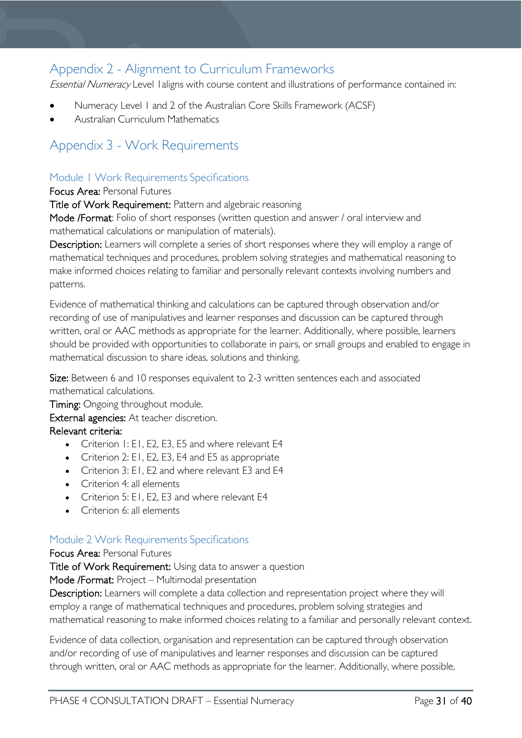## Appendix 2 - Alignment to Curriculum Frameworks

*Essential Numeracy* Level 1aligns with course content and illustrations of performance contained in:

- Numeracy Level 1 and 2 of the Australian Core Skills Framework (ACSF)
- Australian Curriculum Mathematics

## Appendix 3 - Work Requirements

### Module 1 Work Requirements Specifications

**Focus Area:** Personal Futures

**Title of Work Requirement:** Pattern and algebraic reasoning

**Mode /Format**: Folio of short responses (written question and answer / oral interview and mathematical calculations or manipulation of materials).

**Description:** Learners will complete a series of short responses where they will employ a range of mathematical techniques and procedures, problem solving strategies and mathematical reasoning to make informed choices relating to familiar and personally relevant contexts involving numbers and patterns.

Evidence of mathematical thinking and calculations can be captured through observation and/or recording of use of manipulatives and learner responses and discussion can be captured through written, oral or AAC methods as appropriate for the learner. Additionally, where possible, learners should be provided with opportunities to collaborate in pairs, or small groups and enabled to engage in mathematical discussion to share ideas, solutions and thinking.

**Size:** Between 6 and 10 responses equivalent to 2-3 written sentences each and associated mathematical calculations.

**Timing:** Ongoing throughout module.

**External agencies:** At teacher discretion.

**Relevant criteria:**

- Criterion 1: E1, E2, E3, E5 and where relevant E4
- Criterion 2: E1, E2, E3, E4 and E5 as appropriate
- Criterion 3: E1, E2 and where relevant E3 and E4
- Criterion 4: all elements
- Criterion 5: E1, E2, E3 and where relevant E4
- Criterion 6: all elements

### Module 2 Work Requirements Specifications

**Focus Area:** Personal Futures

**Title of Work Requirement:** Using data to answer a question

**Mode /Format:** Project – Multimodal presentation

**Description:** Learners will complete a data collection and representation project where they will employ a range of mathematical techniques and procedures, problem solving strategies and mathematical reasoning to make informed choices relating to a familiar and personally relevant context.

Evidence of data collection, organisation and representation can be captured through observation and/or recording of use of manipulatives and learner responses and discussion can be captured through written, oral or AAC methods as appropriate for the learner. Additionally, where possible,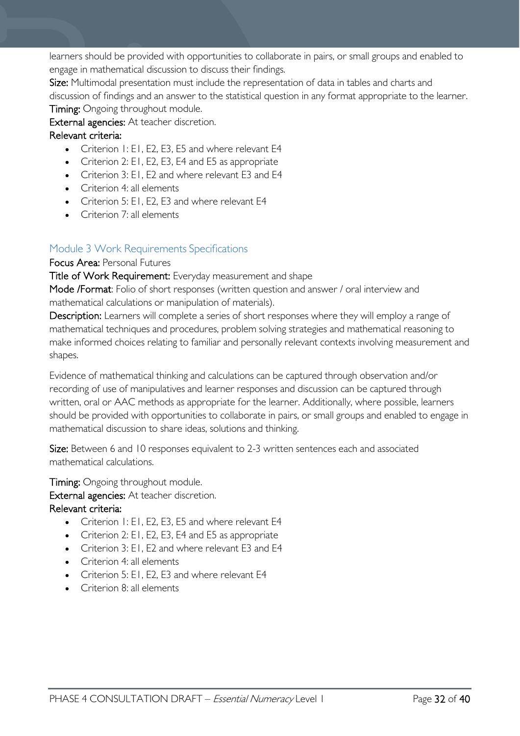learners should be provided with opportunities to collaborate in pairs, or small groups and enabled to engage in mathematical discussion to discuss their findings.

**Size:** Multimodal presentation must include the representation of data in tables and charts and discussion of findings and an answer to the statistical question in any format appropriate to the learner.

**Timing:** Ongoing throughout module.

**External agencies:** At teacher discretion.

**Relevant criteria:**

- Criterion 1: E1, E2, E3, E5 and where relevant E4
- Criterion 2: E1, E2, E3, E4 and E5 as appropriate
- Criterion 3: E1, E2 and where relevant E3 and E4
- Criterion 4: all elements
- Criterion 5: E1, E2, E3 and where relevant E4
- Criterion 7: all elements

## Module 3 Work Requirements Specifications

**Focus Area:** Personal Futures

**Title of Work Requirement:** Everyday measurement and shape

**Mode /Format**: Folio of short responses (written question and answer / oral interview and mathematical calculations or manipulation of materials).

**Description:** Learners will complete a series of short responses where they will employ a range of mathematical techniques and procedures, problem solving strategies and mathematical reasoning to make informed choices relating to familiar and personally relevant contexts involving measurement and shapes.

Evidence of mathematical thinking and calculations can be captured through observation and/or recording of use of manipulatives and learner responses and discussion can be captured through written, oral or AAC methods as appropriate for the learner. Additionally, where possible, learners should be provided with opportunities to collaborate in pairs, or small groups and enabled to engage in mathematical discussion to share ideas, solutions and thinking.

**Size:** Between 6 and 10 responses equivalent to 2-3 written sentences each and associated mathematical calculations.

**Timing:** Ongoing throughout module.

**External agencies:** At teacher discretion.

**Relevant criteria:**

- Criterion 1: E1, E2, E3, E5 and where relevant E4
- Criterion 2: E1, E2, E3, E4 and E5 as appropriate
- Criterion 3: E1, E2 and where relevant E3 and E4
- Criterion 4: all elements
- Criterion 5: E1, E2, E3 and where relevant E4
- Criterion 8: all elements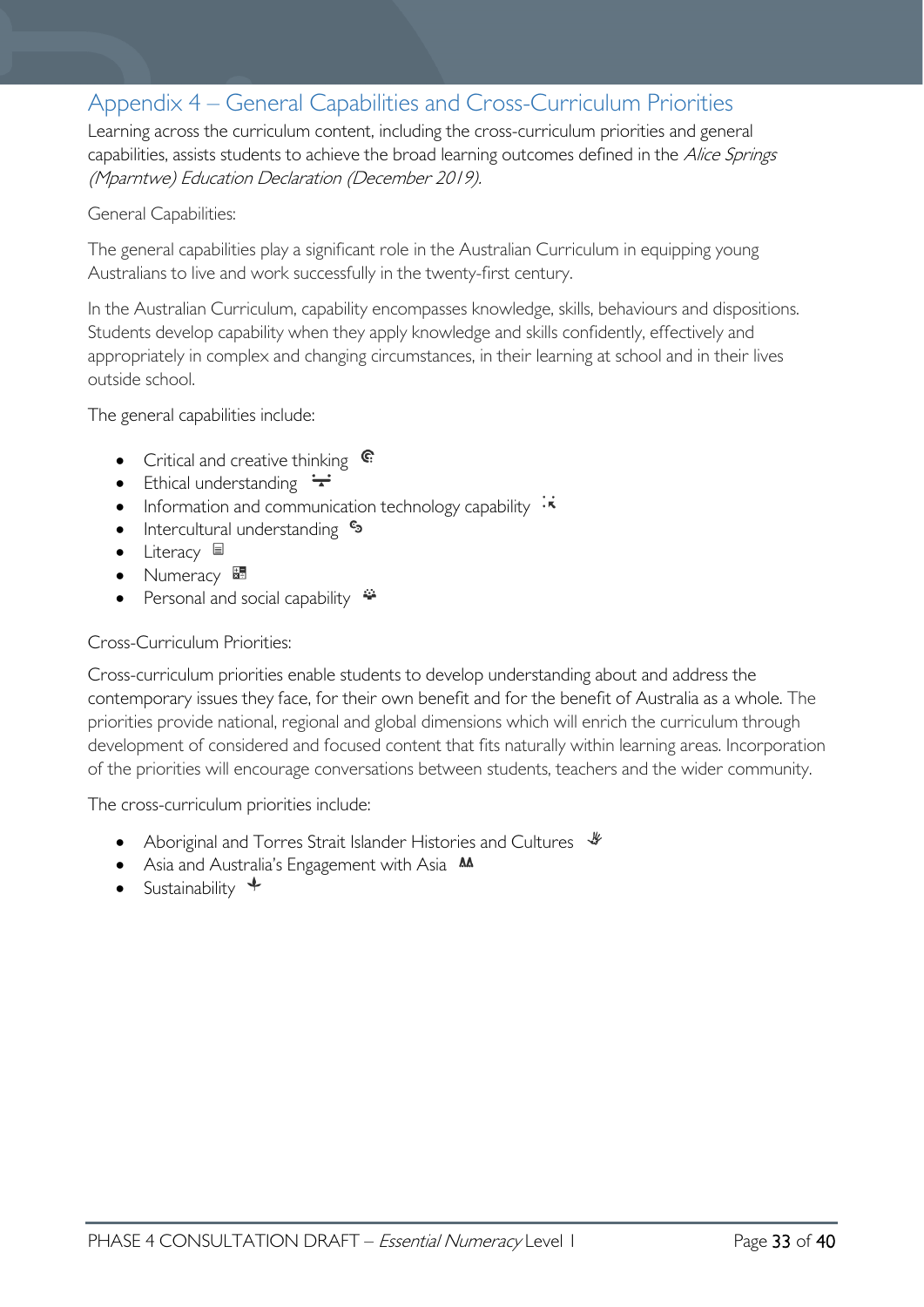## Appendix 4 – General Capabilities and Cross-Curriculum Priorities

Learning across the curriculum content, including the cross-curriculum priorities and general capabilities, assists students to achieve the broad learning outcomes defined in the *Alice Springs (Mparntwe) Education Declaration (December 2019).*

General Capabilities:

The general capabilities play a significant role in the Australian Curriculum in equipping young Australians to live and work successfully in the twenty-first century.

In the Australian Curriculum, capability encompasses knowledge, skills, behaviours and dispositions. Students develop capability when they apply knowledge and skills confidently, effectively and appropriately in complex and changing circumstances, in their learning at school and in their lives outside school.

The general capabilities include:

- Critical and creative thinking
- Ethical understanding
- Information and communication technology capability
- Intercultural understanding
- Literacy
- Numeracy
- Personal and social capability

Cross-Curriculum Priorities:

Cross-curriculum priorities enable students to develop understanding about and address the contemporary issues they face, for their own benefit and for the benefit of Australia as a whole. The priorities provide national, regional and global dimensions which will enrich the curriculum through development of considered and focused content that fits naturally within learning areas. Incorporation of the priorities will encourage conversations between students, teachers and the wider community.

The cross-curriculum priorities include:

- Aboriginal and Torres Strait Islander Histories and Cultures
- Asia and Australia's Engagement with Asia
- Sustainability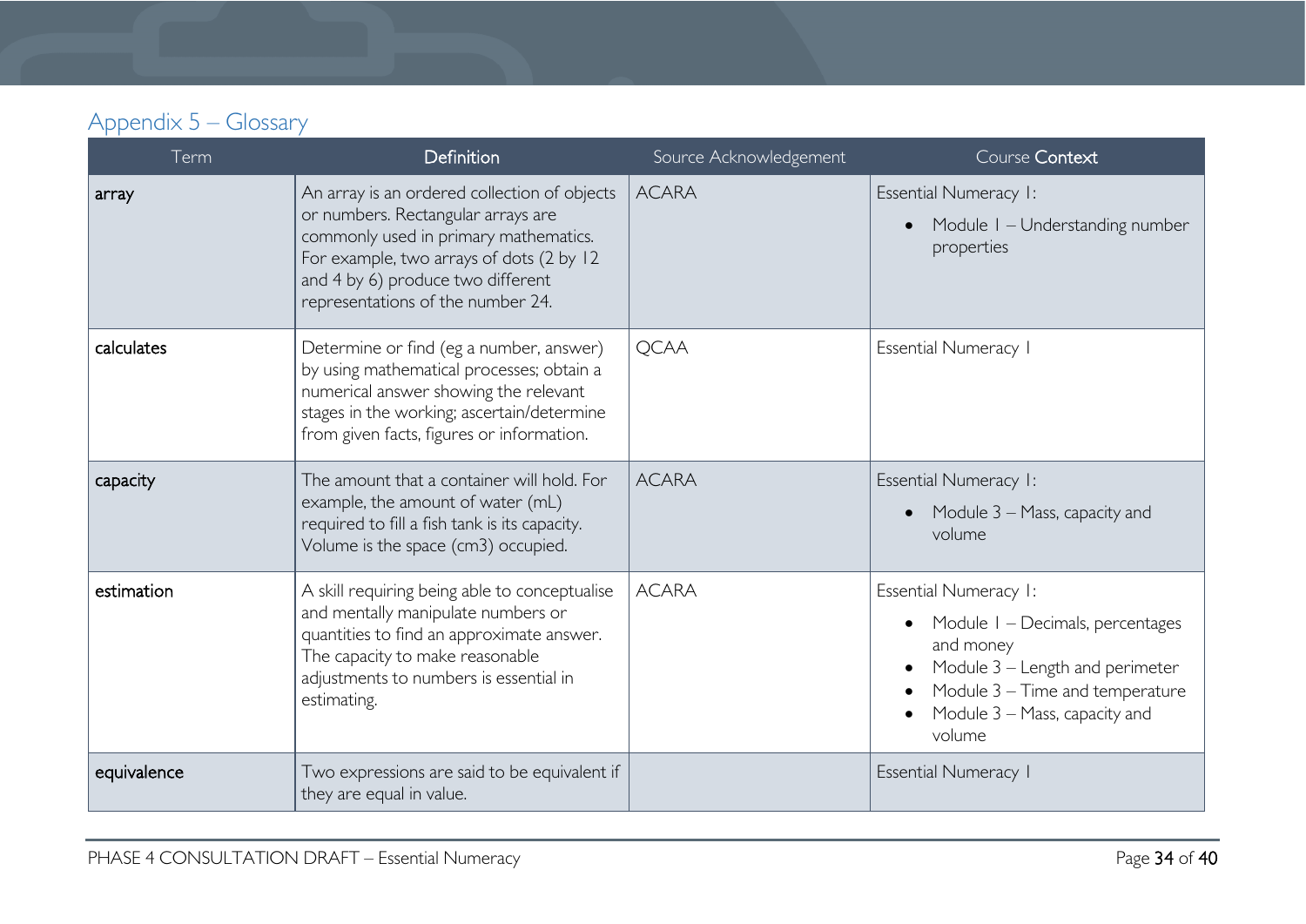## Appendix 5 – Glossary

| Term | Definition | Source Acknowledgement | Course Context |
|---|---|---|---|
| array | An array is an ordered collection of objects or numbers. Rectangular arrays are commonly used in primary mathematics. For example, two arrays of dots (2 by 12 and 4 by 6) produce two different representations of the number 24. | ACARA | Essential Numeracy 1:<br>• Module 1 – Understanding number properties |
| calculates | Determine or find (eg a number, answer) by using mathematical processes; obtain a numerical answer showing the relevant stages in the working; ascertain/determine from given facts, figures or information. | QCAA | Essential Numeracy 1 |
| capacity | The amount that a container will hold. For example, the amount of water (mL) required to fill a fish tank is its capacity. Volume is the space (cm3) occupied. | ACARA | Essential Numeracy 1:<br>• Module 3 – Mass, capacity and volume |
| estimation | A skill requiring being able to conceptualise and mentally manipulate numbers or quantities to find an approximate answer. The capacity to make reasonable adjustments to numbers is essential in estimating. | ACARA | Essential Numeracy 1:<br>• Module 1 – Decimals, percentages and money<br>• Module 3 – Length and perimeter<br>• Module 3 – Time and temperature<br>• Module 3 – Mass, capacity and volume |
| equivalence | Two expressions are said to be equivalent if they are equal in value. | | Essential Numeracy 1 |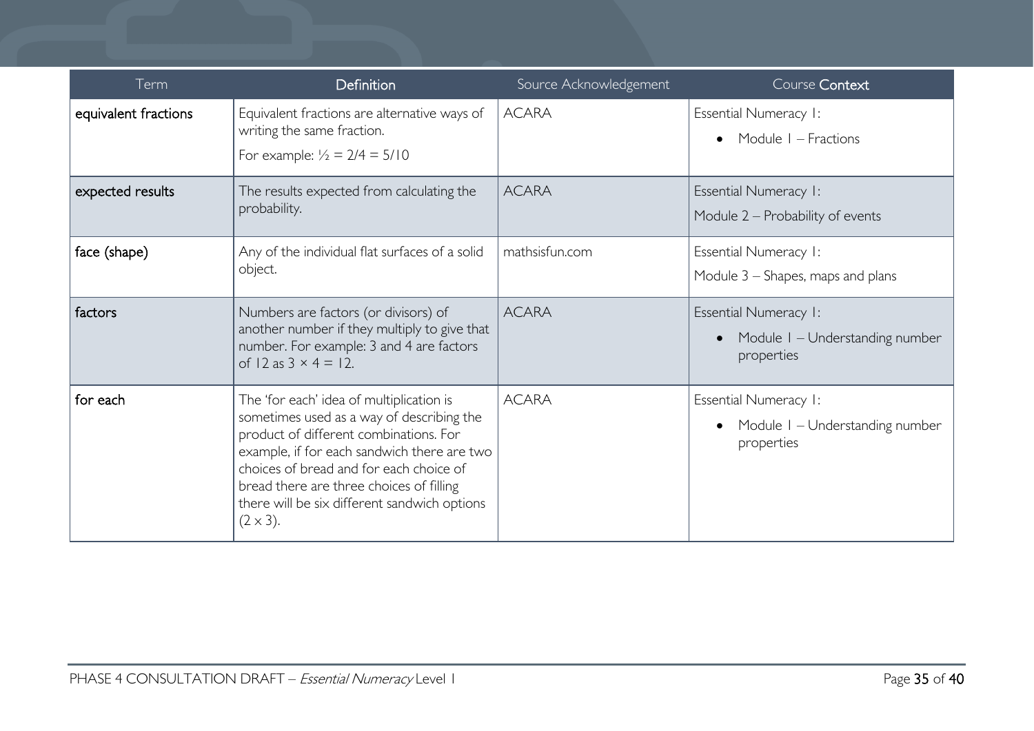| Term | Definition | Source Acknowledgement | Course Context |
|---|---|---|---|
| equivalent fractions | Equivalent fractions are alternative ways of writing the same fraction. For example: $\frac{1}{2} = 2/4 = 5/10$ | ACARA | Essential Numeracy 1: <br>• Module 1 – Fractions |
| expected results | The results expected from calculating the probability. | ACARA | Essential Numeracy 1: Module 2 – Probability of events |
| face (shape) | Any of the individual flat surfaces of a solid object. | mathsisfun.com | Essential Numeracy 1: Module 3 – Shapes, maps and plans |
| factors | Numbers are factors (or divisors) of another number if they multiply to give that number. For example: 3 and 4 are factors of 12 as $3 \times 4 = 12$. | ACARA | Essential Numeracy 1: <br>• Module 1 – Understanding number properties |
| for each | The 'for each' idea of multiplication is sometimes used as a way of describing the product of different combinations. For example, if for each sandwich there are two choices of bread and for each choice of bread there are three choices of filling there will be six different sandwich options ($2 \times 3$). | ACARA | Essential Numeracy 1: <br>• Module 1 – Understanding number properties |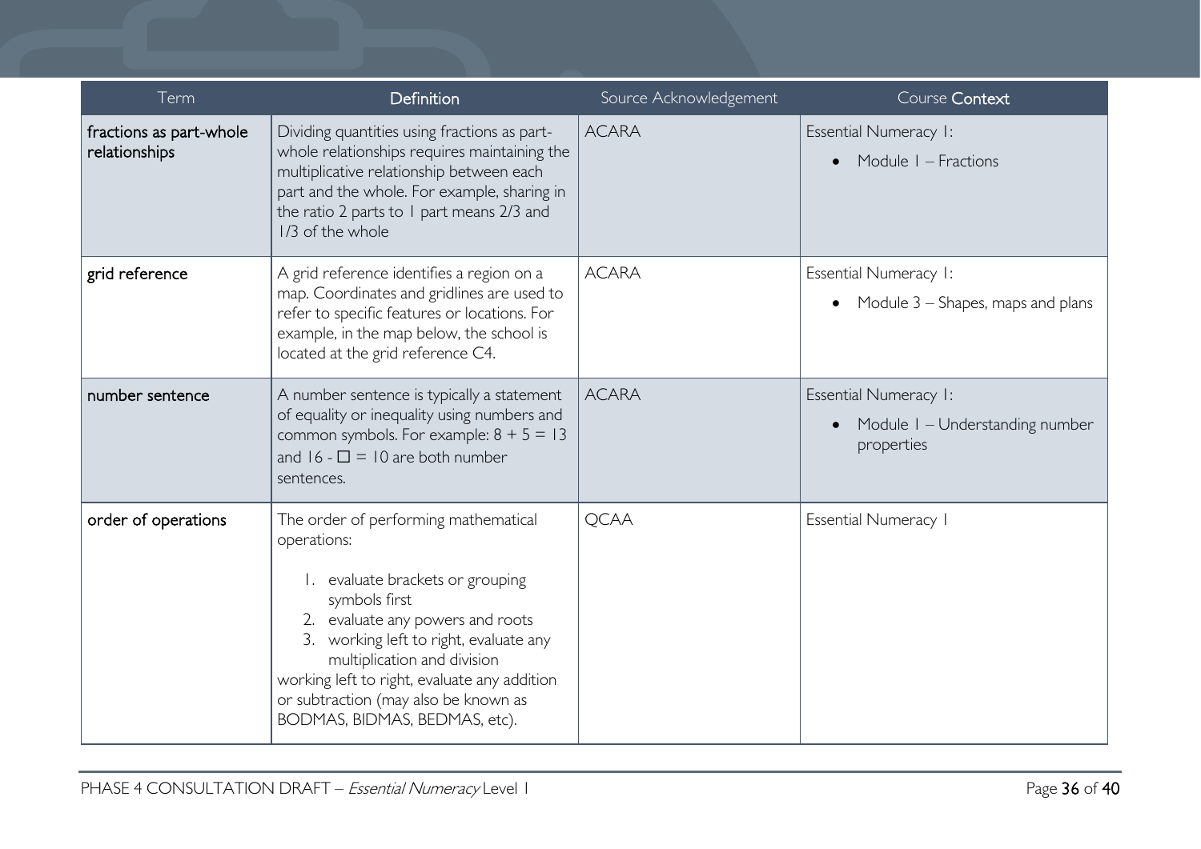| Term | Definition | Source Acknowledgement | Course Context |
|---|---|---|---|
| fractions as part-whole relationships | Dividing quantities using fractions as part-whole relationships requires maintaining the multiplicative relationship between each part and the whole. For example, sharing in the ratio 2 parts to 1 part means 2/3 and 1/3 of the whole | ACARA | Essential Numeracy 1: <br>• Module 1 – Fractions |
| grid reference | A grid reference identifies a region on a map. Coordinates and gridlines are used to refer to specific features or locations. For example, in the map below, the school is located at the grid reference C4. | ACARA | Essential Numeracy 1: <br>• Module 3 – Shapes, maps and plans |
| number sentence | A number sentence is typically a statement of equality or inequality using numbers and common symbols. For example: $8 + 5 = 13$ and $16 - \square = 10$ are both number sentences. | ACARA | Essential Numeracy 1: <br>• Module 1 – Understanding number properties |
| order of operations | The order of performing mathematical operations: <br>1. evaluate brackets or grouping symbols first <br>2. evaluate any powers and roots <br>3. working left to right, evaluate any multiplication and division <br>working left to right, evaluate any addition or subtraction (may also be known as BODMAS, BIDMAS, BEDMAS, etc). | QCAA | Essential Numeracy 1 |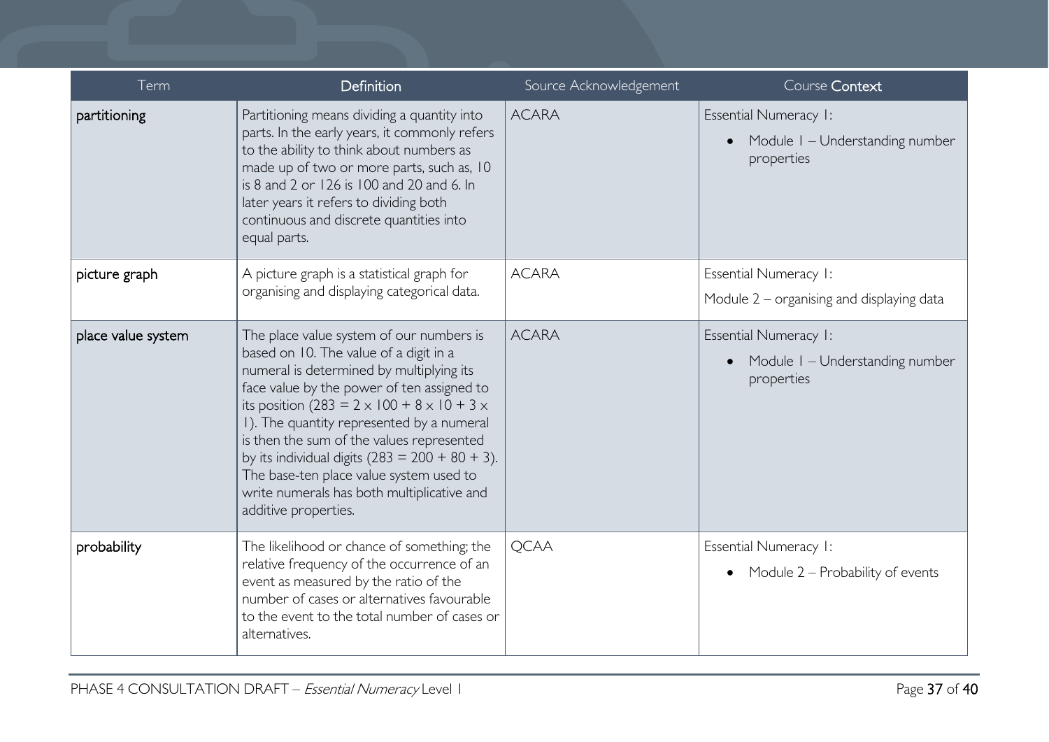| Term | Definition | Source Acknowledgement | Course Context |
|---|---|---|---|
| partitioning | Partitioning means dividing a quantity into parts. In the early years, it commonly refers to the ability to think about numbers as made up of two or more parts, such as, 10 is 8 and 2 or 126 is 100 and 20 and 6. In later years it refers to dividing both continuous and discrete quantities into equal parts. | ACARA | Essential Numeracy 1: <br>• Module 1 – Understanding number properties |
| picture graph | A picture graph is a statistical graph for organising and displaying categorical data. | ACARA | Essential Numeracy 1: <br>Module 2 – organising and displaying data |
| place value system | The place value system of our numbers is based on 10. The value of a digit in a numeral is determined by multiplying its face value by the power of ten assigned to its position ($283 = 2 \times 100 + 8 \times 10 + 3 \times 1$). The quantity represented by a numeral is then the sum of the values represented by its individual digits ($283 = 200 + 80 + 3$). The base-ten place value system used to write numerals has both multiplicative and additive properties. | ACARA | Essential Numeracy 1: <br>• Module 1 – Understanding number properties |
| probability | The likelihood or chance of something; the relative frequency of the occurrence of an event as measured by the ratio of the number of cases or alternatives favourable to the event to the total number of cases or alternatives. | QCAA | Essential Numeracy 1: <br>• Module 2 – Probability of events |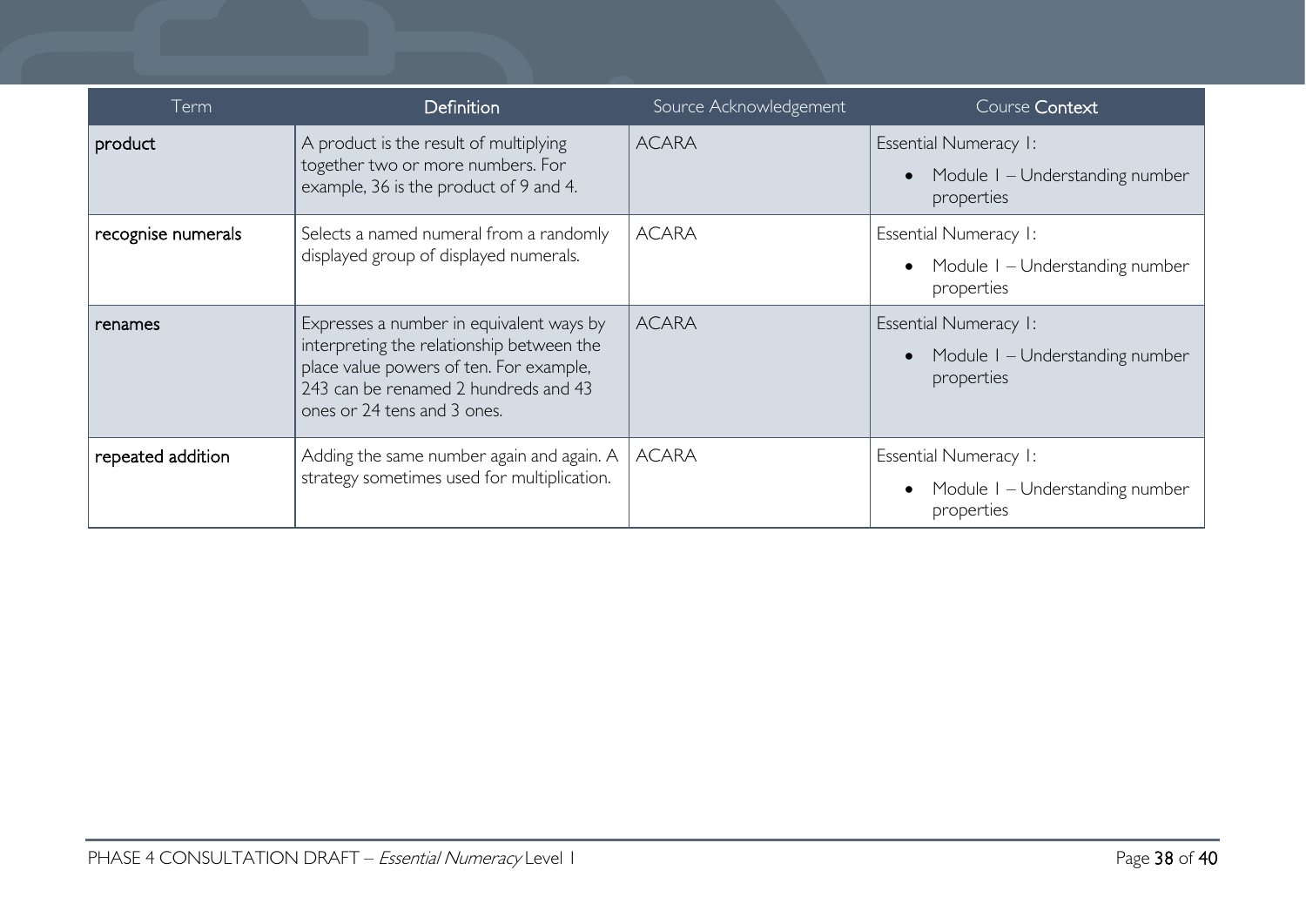| Term | Definition | Source Acknowledgement | Course Context |
| --- | --- | --- | --- |
| product | A product is the result of multiplying together two or more numbers. For example, 36 is the product of 9 and 4. | ACARA | Essential Numeracy 1: <br>• Module 1 – Understanding number properties |
| recognise numerals | Selects a named numeral from a randomly displayed group of displayed numerals. | ACARA | Essential Numeracy 1: <br>• Module 1 – Understanding number properties |
| renames | Expresses a number in equivalent ways by interpreting the relationship between the place value powers of ten. For example, 243 can be renamed 2 hundreds and 43 ones or 24 tens and 3 ones. | ACARA | Essential Numeracy 1: <br>• Module 1 – Understanding number properties |
| repeated addition | Adding the same number again and again. A strategy sometimes used for multiplication. | ACARA | Essential Numeracy 1: <br>• Module 1 – Understanding number properties |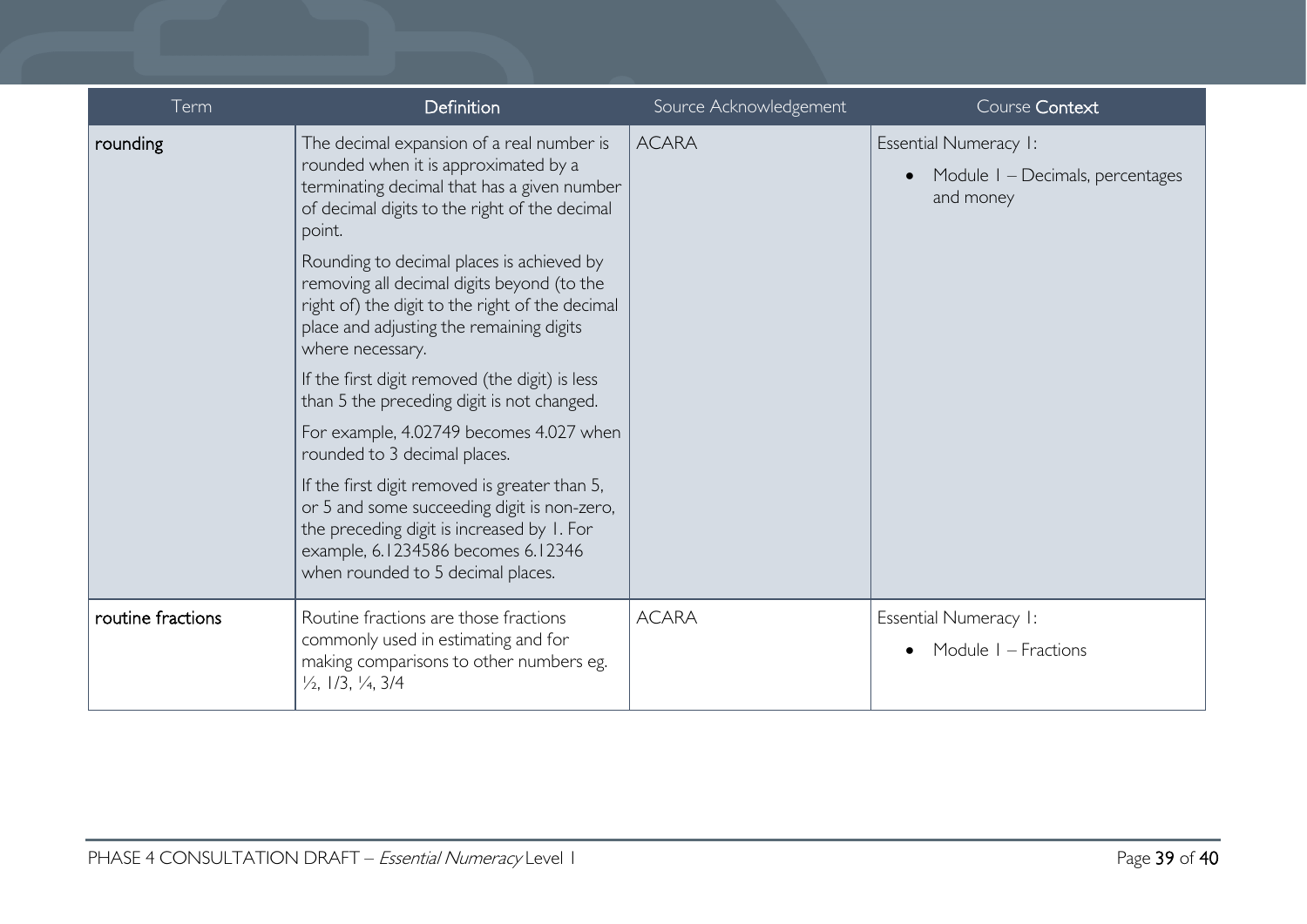| Term | Definition | Source Acknowledgement | Course Context |
| --- | --- | --- | --- |
| rounding | The decimal expansion of a real number is rounded when it is approximated by a terminating decimal that has a given number of decimal digits to the right of the decimal point.<br><br>Rounding to decimal places is achieved by removing all decimal digits beyond (to the right of) the digit to the right of the decimal place and adjusting the remaining digits where necessary.<br><br>If the first digit removed (the digit) is less than 5 the preceding digit is not changed.<br><br>For example, 4.02749 becomes 4.027 when rounded to 3 decimal places.<br><br>If the first digit removed is greater than 5, or 5 and some succeeding digit is non-zero, the preceding digit is increased by 1. For example, 6.1234586 becomes 6.12346 when rounded to 5 decimal places. | ACARA | Essential Numeracy 1:<br>• Module 1 – Decimals, percentages and money |
| routine fractions | Routine fractions are those fractions commonly used in estimating and for making comparisons to other numbers eg. ½, 1/3, ¼, 3/4 | ACARA | Essential Numeracy 1:<br>• Module 1 – Fractions |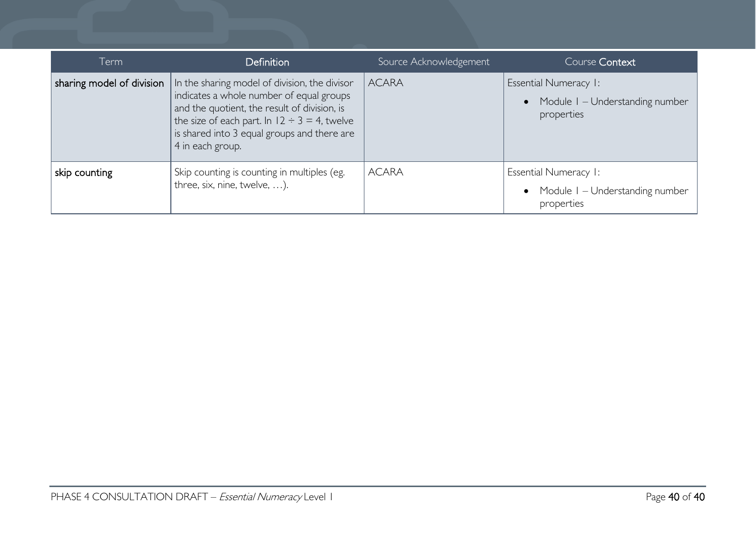| Term | Definition | Source Acknowledgement | Course Context |
|---|---|---|---|
| **sharing model of division** | In the sharing model of division, the divisor indicates a whole number of equal groups and the quotient, the result of division, is the size of each part. In $12 \div 3 = 4$, twelve is shared into 3 equal groups and there are 4 in each group. | ACARA | Essential Numeracy 1: <br>• Module 1 – Understanding number properties |
| **skip counting** | Skip counting is counting in multiples (eg. three, six, nine, twelve, …). | ACARA | Essential Numeracy 1: <br>• Module 1 – Understanding number properties |